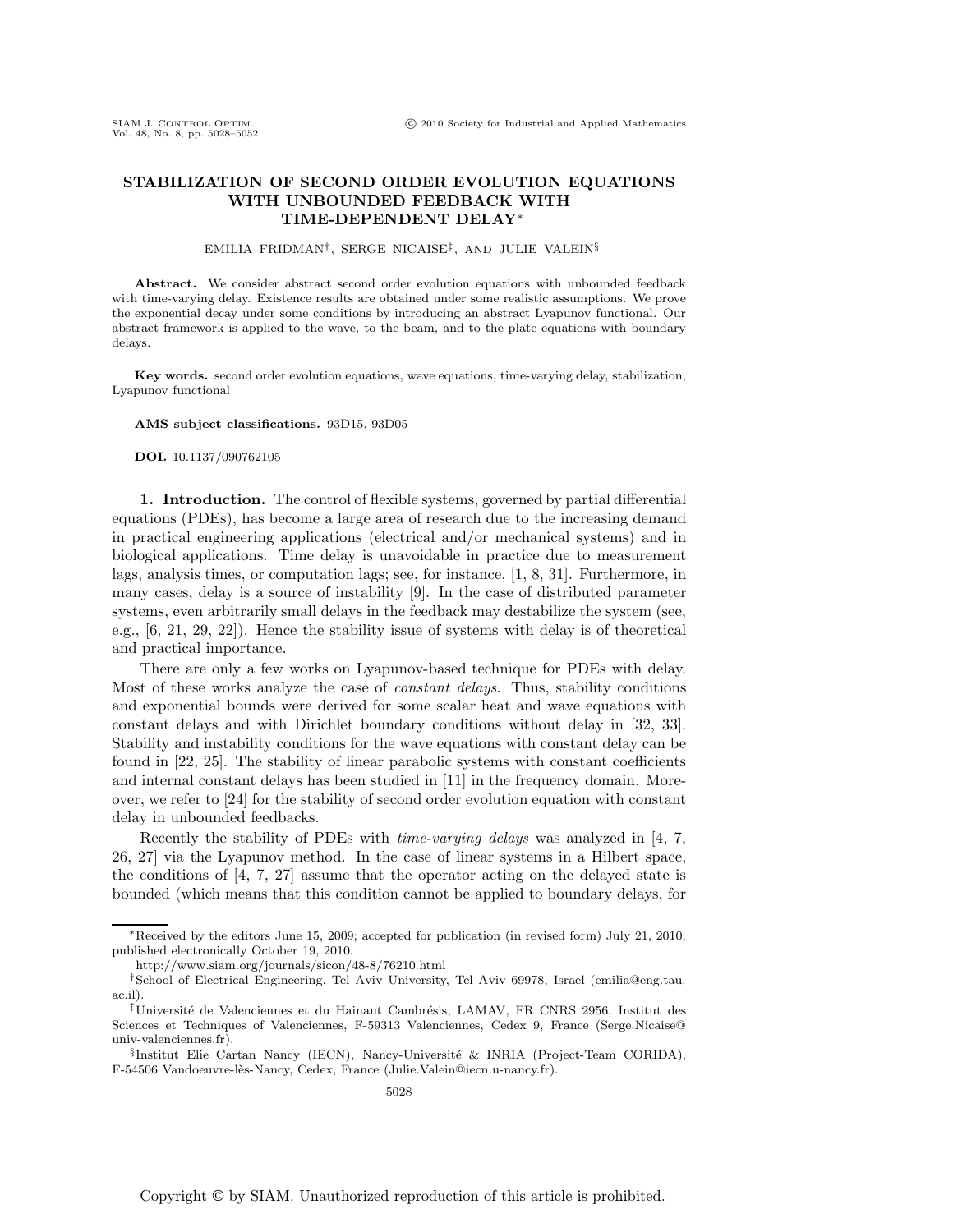# STABILIZATION OF SECOND ORDER EVOLUTION EQUATIONS WITH UNBOUNDED FEEDBACK WITH TIME-DEPENDENT DELAY*

EMILIA FRIDMAN[†], SERGE NICAISE[‡], AND JULIE VALEIN[§]

**Abstract.** We consider abstract second order evolution equations with unbounded feedback with time-varying delay. Existence results are obtained under some realistic assumptions. We prove the exponential decay under some conditions by introducing an abstract Lyapunov functional. Our abstract framework is applied to the wave, to the beam, and to the plate equations with boundary delays.

**Key words.** second order evolution equations, wave equations, time-varying delay, stabilization, Lyapunov functional

**AMS subject classifications.** 93D15, 93D05

**DOI.** 10.1137/090762105

## 1. Introduction.

The control of flexible systems, governed by partial differential equations (PDEs), has become a large area of research due to the increasing demand in practical engineering applications (electrical and/or mechanical systems) and in biological applications. Time delay is unavoidable in practice due to measurement lags, analysis times, or computation lags; see, for instance, [1, 8, 31]. Furthermore, in many cases, delay is a source of instability [9]. In the case of distributed parameter systems, even arbitrarily small delays in the feedback may destabilize the system (see, e.g., [6, 21, 29, 22]). Hence the stability issue of systems with delay is of theoretical and practical importance.

There are only a few works on Lyapunov-based technique for PDEs with delay. Most of these works analyze the case of *constant delays*. Thus, stability conditions and exponential bounds were derived for some scalar heat and wave equations with constant delays and with Dirichlet boundary conditions without delay in [32, 33]. Stability and instability conditions for the wave equations with constant delay can be found in [22, 25]. The stability of linear parabolic systems with constant coefficients and internal constant delays has been studied in [11] in the frequency domain. Moreover, we refer to [24] for the stability of second order evolution equation with constant delay in unbounded feedbacks.

Recently the stability of PDEs with *time-varying delays* was analyzed in [4, 7, 26, 27] via the Lyapunov method. In the case of linear systems in a Hilbert space, the conditions of [4, 7, 27] assume that the operator acting on the delayed state is bounded (which means that this condition cannot be applied to boundary delays, for

---

*Received by the editors June 15, 2009; accepted for publication (in revised form) July 21, 2010; published electronically October 19, 2010.

http://www.siam.org/journals/sicon/48-8/76210.html

[†]School of Electrical Engineering, Tel Aviv University, Tel Aviv 69978, Israel (emilia@eng.tau.ac.il).

[‡]Université de Valenciennes et du Hainaut Cambrésis, LAMAV, FR CNRS 2956, Institut des Sciences et Techniques of Valenciennes, F-59313 Valenciennes, Cedex 9, France (Serge.Nicaise@univ-valenciennes.fr).

[§]Institut Elie Cartan Nancy (IECN), Nancy-Université & INRIA (Project-Team CORIDA), F-54506 Vandoeuvre-lès-Nancy, Cedex, France (Julie.Valein@iecn.u-nancy.fr).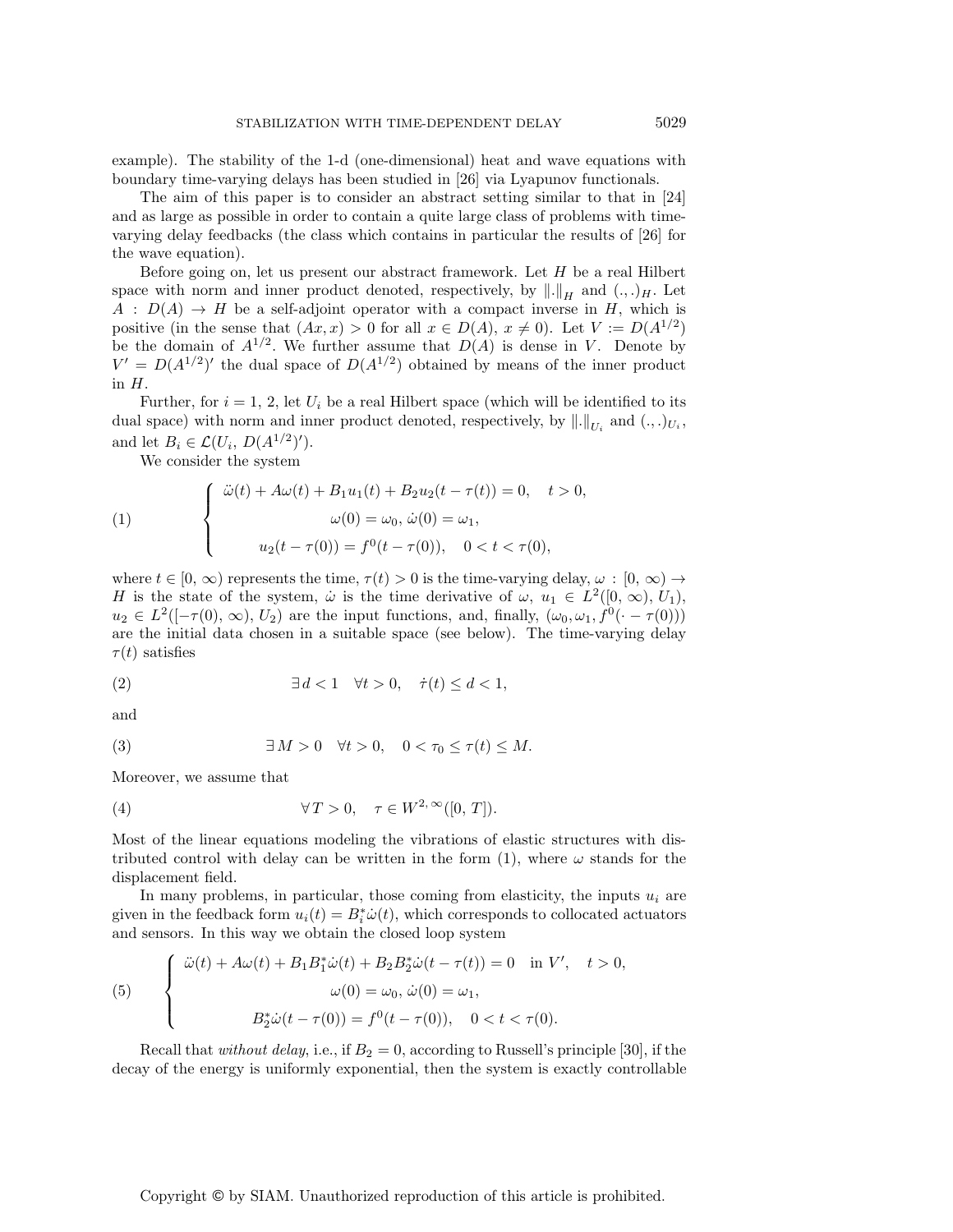example). The stability of the 1-d (one-dimensional) heat and wave equations with boundary time-varying delays has been studied in [26] via Lyapunov functionals.

The aim of this paper is to consider an abstract setting similar to that in [24] and as large as possible in order to contain a quite large class of problems with time-varying delay feedbacks (the class which contains in particular the results of [26] for the wave equation).

Before going on, let us present our abstract framework. Let $H$ be a real Hilbert space with norm and inner product denoted, respectively, by $\|.\|_H$ and $(.,.)_H$. Let $A : D(A) \to H$ be a self-adjoint operator with a compact inverse in $H$, which is positive (in the sense that $(Ax, x) > 0$ for all $x \in D(A)$, $x \neq 0$). Let $V := D(A^{1/2})$ be the domain of $A^{1/2}$. We further assume that $D(A)$ is dense in $V$. Denote by $V' = D(A^{1/2})'$ the dual space of $D(A^{1/2})$ obtained by means of the inner product in $H$.

Further, for $i = 1, 2$, let $U_i$ be a real Hilbert space (which will be identified to its dual space) with norm and inner product denoted, respectively, by $\|.\|_{U_i}$ and $(.,.)_{U_i}$, and let $B_i \in \mathcal{L}(U_i, D(A^{1/2})')$.

We consider the system

$$
(1) \qquad \left\{ \begin{array}{c} \ddot{\omega}(t) + A\omega(t) + B_1 u_1(t) + B_2 u_2(t - \tau(t)) = 0, \quad t > 0, \\ \omega(0) = \omega_0, \, \dot{\omega}(0) = \omega_1, \\ u_2(t - \tau(0)) = f^0(t - \tau(0)), \quad 0 < t < \tau(0), \end{array} \right.
$$

where $t \in [0, \infty)$ represents the time, $\tau(t) > 0$ is the time-varying delay, $\omega : [0, \infty) \to H$ is the state of the system, $\dot{\omega}$ is the time derivative of $\omega$, $u_1 \in L^2([0, \infty), U_1)$, $u_2 \in L^2([-\tau(0), \infty), U_2)$ are the input functions, and, finally, $(\omega_0, \omega_1, f^0(\cdot - \tau(0)))$ are the initial data chosen in a suitable space (see below). The time-varying delay $\tau(t)$ satisfies

$$
(2) \qquad \exists\, d < 1 \quad \forall t > 0, \quad \dot{\tau}(t) \leq d < 1,
$$

and

$$
(3) \qquad \exists\, M > 0 \quad \forall t > 0, \quad 0 < \tau_0 \leq \tau(t) \leq M.
$$

Moreover, we assume that

$$
(4) \qquad \forall\, T > 0, \quad \tau \in W^{2,\infty}([0, T]).
$$

Most of the linear equations modeling the vibrations of elastic structures with distributed control with delay can be written in the form (1), where $\omega$ stands for the displacement field.

In many problems, in particular, those coming from elasticity, the inputs $u_i$ are given in the feedback form $u_i(t) = B_i^* \dot{\omega}(t)$, which corresponds to collocated actuators and sensors. In this way we obtain the closed loop system

$$
(5) \qquad \left\{ \begin{array}{c} \ddot{\omega}(t) + A\omega(t) + B_1 B_1^* \dot{\omega}(t) + B_2 B_2^* \dot{\omega}(t - \tau(t)) = 0 \quad \text{in } V', \quad t > 0, \\ \omega(0) = \omega_0, \, \dot{\omega}(0) = \omega_1, \\ B_2^* \dot{\omega}(t - \tau(0)) = f^0(t - \tau(0)), \quad 0 < t < \tau(0). \end{array} \right.
$$

Recall that *without delay*, i.e., if $B_2 = 0$, according to Russell's principle [30], if the decay of the energy is uniformly exponential, then the system is exactly controllable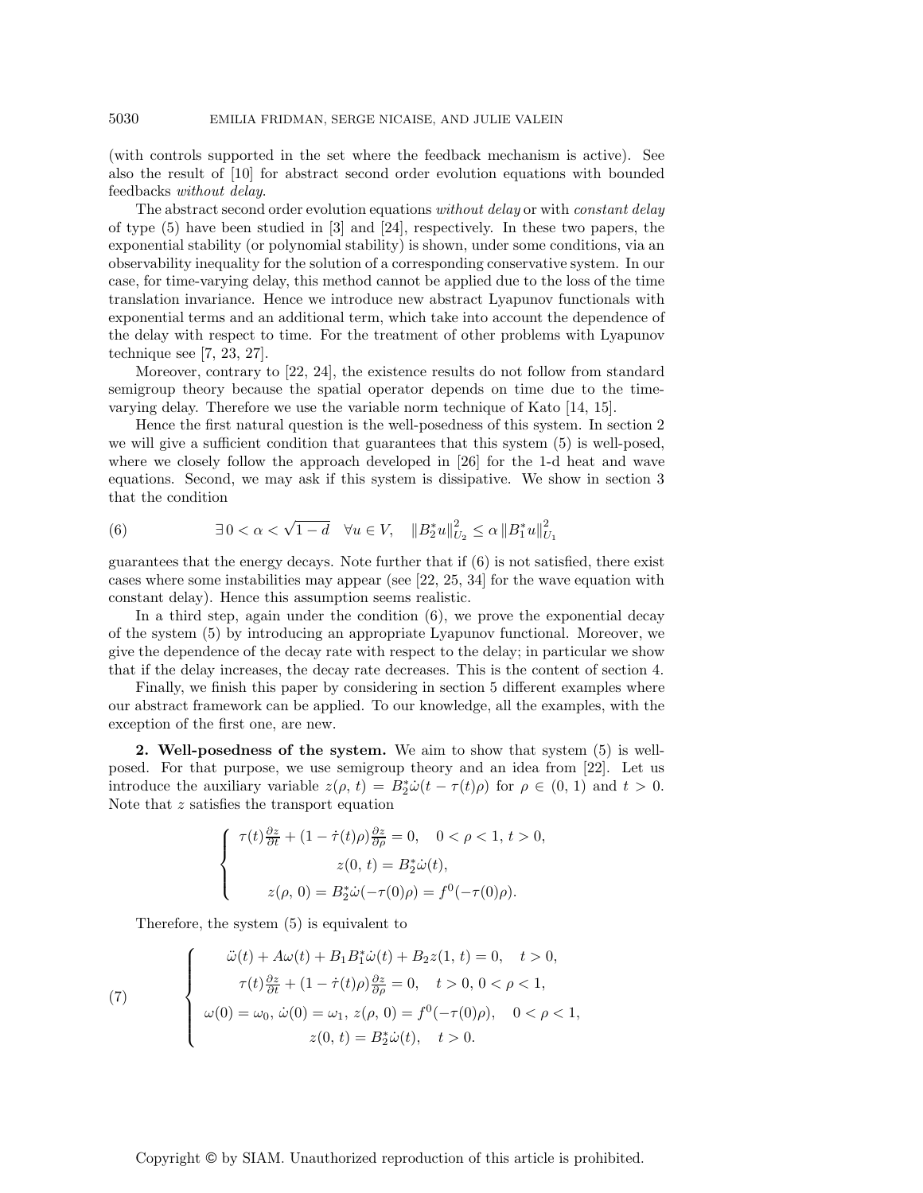(with controls supported in the set where the feedback mechanism is active). See also the result of [10] for abstract second order evolution equations with bounded feedbacks *without delay*.

The abstract second order evolution equations *without delay* or with *constant delay* of type (5) have been studied in [3] and [24], respectively. In these two papers, the exponential stability (or polynomial stability) is shown, under some conditions, via an observability inequality for the solution of a corresponding conservative system. In our case, for time-varying delay, this method cannot be applied due to the loss of the time translation invariance. Hence we introduce new abstract Lyapunov functionals with exponential terms and an additional term, which take into account the dependence of the delay with respect to time. For the treatment of other problems with Lyapunov technique see [7, 23, 27].

Moreover, contrary to [22, 24], the existence results do not follow from standard semigroup theory because the spatial operator depends on time due to the time-varying delay. Therefore we use the variable norm technique of Kato [14, 15].

Hence the first natural question is the well-posedness of this system. In section 2 we will give a sufficient condition that guarantees that this system (5) is well-posed, where we closely follow the approach developed in [26] for the 1-d heat and wave equations. Second, we may ask if this system is dissipative. We show in section 3 that the condition

$$\exists\, 0 < \alpha < \sqrt{1-d} \quad \forall u \in V, \quad \|B_2^* u\|_{U_2}^2 \leq \alpha \|B_1^* u\|_{U_1}^2 \tag{6}$$

guarantees that the energy decays. Note further that if (6) is not satisfied, there exist cases where some instabilities may appear (see [22, 25, 34] for the wave equation with constant delay). Hence this assumption seems realistic.

In a third step, again under the condition (6), we prove the exponential decay of the system (5) by introducing an appropriate Lyapunov functional. Moreover, we give the dependence of the decay rate with respect to the delay; in particular we show that if the delay increases, the decay rate decreases. This is the content of section 4.

Finally, we finish this paper by considering in section 5 different examples where our abstract framework can be applied. To our knowledge, all the examples, with the exception of the first one, are new.

## 2. Well-posedness of the system.

We aim to show that system (5) is well-posed. For that purpose, we use semigroup theory and an idea from [22]. Let us introduce the auxiliary variable $z(\rho, t) = B_2^* \dot{\omega}(t - \tau(t)\rho)$ for $\rho \in (0, 1)$ and $t > 0$. Note that $z$ satisfies the transport equation

$$\begin{cases} \tau(t)\frac{\partial z}{\partial t} + (1 - \dot{\tau}(t)\rho)\frac{\partial z}{\partial \rho} = 0, \quad 0 < \rho < 1,\, t > 0, \\ z(0, t) = B_2^* \dot{\omega}(t), \\ z(\rho, 0) = B_2^* \dot{\omega}(-\tau(0)\rho) = f^0(-\tau(0)\rho). \end{cases}$$

Therefore, the system (5) is equivalent to

$$\begin{cases} \ddot{\omega}(t) + A\omega(t) + B_1 B_1^* \dot{\omega}(t) + B_2 z(1, t) = 0, \quad t > 0, \\ \tau(t)\frac{\partial z}{\partial t} + (1 - \dot{\tau}(t)\rho)\frac{\partial z}{\partial \rho} = 0, \quad t > 0,\, 0 < \rho < 1, \\ \omega(0) = \omega_0,\, \dot{\omega}(0) = \omega_1,\, z(\rho, 0) = f^0(-\tau(0)\rho), \quad 0 < \rho < 1, \\ z(0, t) = B_2^* \dot{\omega}(t), \quad t > 0. \end{cases} \tag{7}$$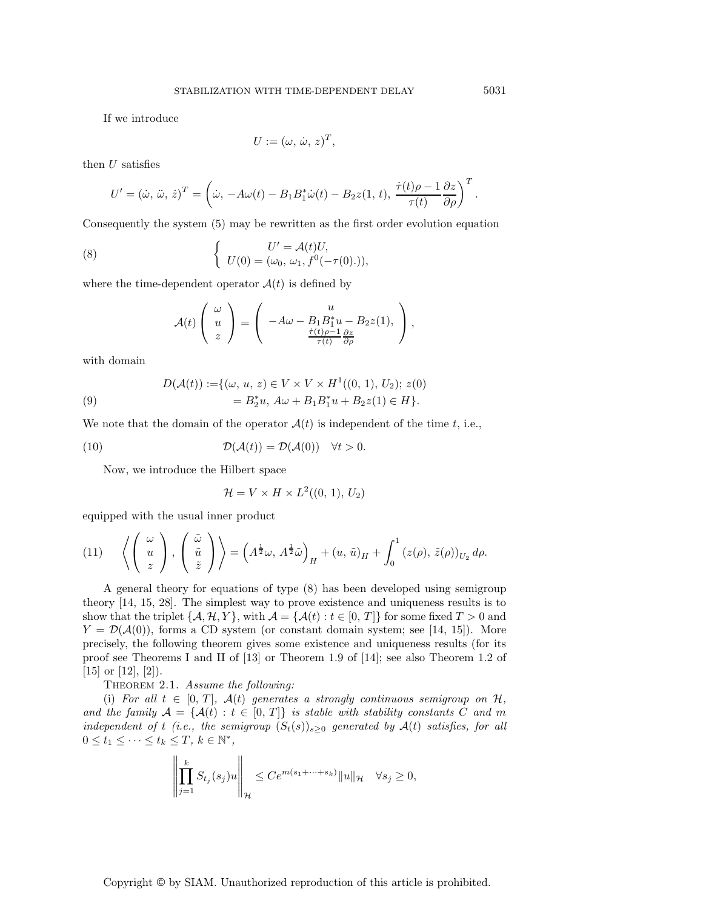If we introduce

$$U := (\omega,\, \dot{\omega},\, z)^T,$$

then $U$ satisfies

$$U' = (\dot{\omega},\, \ddot{\omega},\, \dot{z})^T = \left(\dot{\omega},\, -A\omega(t) - B_1B_1^*\dot{\omega}(t) - B_2 z(1,\, t),\, \frac{\dot{\tau}(t)\rho - 1}{\tau(t)}\frac{\partial z}{\partial \rho}\right)^T.$$

Consequently the system (5) may be rewritten as the first order evolution equation

$$\begin{cases} U' = \mathcal{A}(t)U, \\ U(0) = (\omega_0,\, \omega_1, f^0(-\tau(0).)), \end{cases} \tag{8}$$

where the time-dependent operator $\mathcal{A}(t)$ is defined by

$$\mathcal{A}(t)\begin{pmatrix} \omega \\ u \\ z \end{pmatrix} = \begin{pmatrix} u \\ -A\omega - B_1B_1^*u - B_2z(1), \\ \frac{\dot{\tau}(t)\rho - 1}{\tau(t)}\frac{\partial z}{\partial \rho} \end{pmatrix},$$

with domain

$$\begin{aligned} D(\mathcal{A}(t)) :=& \{(\omega,\, u,\, z) \in V \times V \times H^1((0,\, 1),\, U_2);\, z(0) \\ &= B_2^*u,\, A\omega + B_1B_1^*u + B_2z(1) \in H\}. \end{aligned} \tag{9}$$

We note that the domain of the operator $\mathcal{A}(t)$ is independent of the time $t$, i.e.,

$$\mathcal{D}(\mathcal{A}(t)) = \mathcal{D}(\mathcal{A}(0)) \quad \forall t > 0. \tag{10}$$

Now, we introduce the Hilbert space

$$\mathcal{H} = V \times H \times L^2((0,\, 1),\, U_2)$$

equipped with the usual inner product

$$\left\langle \begin{pmatrix} \omega \\ u \\ z \end{pmatrix}, \begin{pmatrix} \tilde{\omega} \\ \tilde{u} \\ \tilde{z} \end{pmatrix} \right\rangle = \left(A^{\frac{1}{2}}\omega,\, A^{\frac{1}{2}}\tilde{\omega}\right)_H + (u,\, \tilde{u})_H + \int_0^1 (z(\rho),\, \tilde{z}(\rho))_{U_2}\, d\rho. \tag{11}$$

A general theory for equations of type (8) has been developed using semigroup theory [14, 15, 28]. The simplest way to prove existence and uniqueness results is to show that the triplet $\{\mathcal{A}, \mathcal{H}, Y\}$, with $\mathcal{A} = \{\mathcal{A}(t) : t \in [0,\, T]\}$ for some fixed $T > 0$ and $Y = \mathcal{D}(\mathcal{A}(0))$, forms a CD system (or constant domain system; see [14, 15]). More precisely, the following theorem gives some existence and uniqueness results (for its proof see Theorems I and II of [13] or Theorem 1.9 of [14]; see also Theorem 1.2 of [15] or [12], [2]).

Theorem 2.1. *Assume the following:*

(i) *For all $t \in [0, T]$, $\mathcal{A}(t)$ generates a strongly continuous semigroup on $\mathcal{H}$, and the family $\mathcal{A} = \{\mathcal{A}(t) : t \in [0, T]\}$ is stable with stability constants $C$ and $m$ independent of $t$ (i.e., the semigroup $(S_t(s))_{s \geq 0}$ generated by $\mathcal{A}(t)$ satisfies, for all $0 \leq t_1 \leq \cdots \leq t_k \leq T$, $k \in \mathbb{N}^*$,*

$$\left\| \prod_{j=1}^{k} S_{t_j}(s_j)u \right\|_{\mathcal{H}} \leq Ce^{m(s_1 + \cdots + s_k)}\|u\|_{\mathcal{H}} \quad \forall s_j \geq 0,$$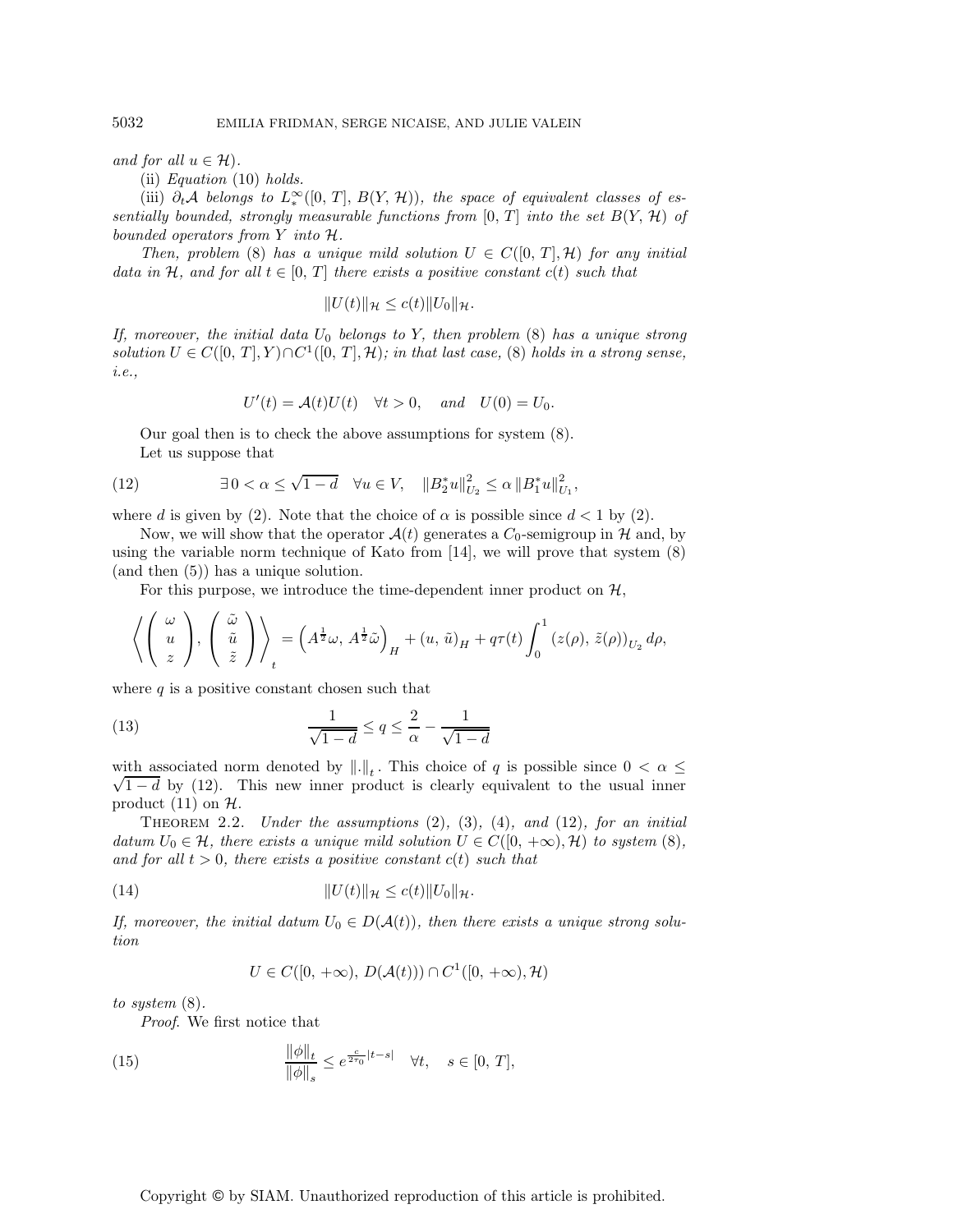*and for all $u \in \mathcal{H}$).*

(ii) *Equation* (10) *holds.*

(iii) $\partial_t \mathcal{A}$ *belongs to $L^\infty_*([0, T], B(Y, \mathcal{H}))$, the space of equivalent classes of essentially bounded, strongly measurable functions from $[0, T]$ into the set $B(Y, \mathcal{H})$ of bounded operators from $Y$ into $\mathcal{H}$.*

*Then, problem* (8) *has a unique mild solution $U \in C([0, T], \mathcal{H})$ for any initial data in $\mathcal{H}$, and for all $t \in [0, T]$ there exists a positive constant $c(t)$ such that*

$$\|U(t)\|_{\mathcal{H}} \le c(t)\|U_0\|_{\mathcal{H}}.$$

*If, moreover, the initial data $U_0$ belongs to $Y$, then problem* (8) *has a unique strong solution $U \in C([0, T], Y) \cap C^1([0, T], \mathcal{H})$; in that last case,* (8) *holds in a strong sense, i.e.,*

$$U'(t) = \mathcal{A}(t)U(t) \quad \forall t > 0, \quad \textit{and} \quad U(0) = U_0.$$

Our goal then is to check the above assumptions for system (8).

Let us suppose that

$$\exists\, 0 < \alpha \le \sqrt{1-d} \quad \forall u \in V, \quad \|B_2^* u\|^2_{U_2} \le \alpha \, \|B_1^* u\|^2_{U_1}, \tag{12}$$

where $d$ is given by (2). Note that the choice of $\alpha$ is possible since $d < 1$ by (2).

Now, we will show that the operator $\mathcal{A}(t)$ generates a $C_0$-semigroup in $\mathcal{H}$ and, by using the variable norm technique of Kato from [14], we will prove that system (8) (and then (5)) has a unique solution.

For this purpose, we introduce the time-dependent inner product on $\mathcal{H}$,

$$\left\langle \begin{pmatrix} \omega \\ u \\ z \end{pmatrix}, \begin{pmatrix} \tilde{\omega} \\ \tilde{u} \\ \tilde{z} \end{pmatrix} \right\rangle_t = \left(A^{\frac{1}{2}}\omega,\, A^{\frac{1}{2}}\tilde{\omega}\right)_H + (u,\, \tilde{u})_H + q\tau(t)\int_0^1 (z(\rho),\, \tilde{z}(\rho))_{U_2}\, d\rho,$$

where $q$ is a positive constant chosen such that

$$\frac{1}{\sqrt{1-d}} \le q \le \frac{2}{\alpha} - \frac{1}{\sqrt{1-d}} \tag{13}$$

with associated norm denoted by $\|.\|_t$. This choice of $q$ is possible since $0 < \alpha \le \sqrt{1-d}$ by (12). This new inner product is clearly equivalent to the usual inner product (11) on $\mathcal{H}$.

Theorem 2.2. *Under the assumptions* (2), (3), (4), *and* (12), *for an initial datum $U_0 \in \mathcal{H}$, there exists a unique mild solution $U \in C([0, +\infty), \mathcal{H})$ to system* (8), *and for all $t > 0$, there exists a positive constant $c(t)$ such that*

$$\|U(t)\|_{\mathcal{H}} \le c(t)\|U_0\|_{\mathcal{H}}. \tag{14}$$

*If, moreover, the initial datum $U_0 \in D(\mathcal{A}(t))$, then there exists a unique strong solution*

$$U \in C([0, +\infty),\, D(\mathcal{A}(t))) \cap C^1([0, +\infty), \mathcal{H})$$

*to system* (8).

*Proof.* We first notice that

$$\frac{\|\phi\|_t}{\|\phi\|_s} \le e^{\frac{c}{2\tau_0}|t-s|} \quad \forall t, \quad s \in [0, T], \tag{15}$$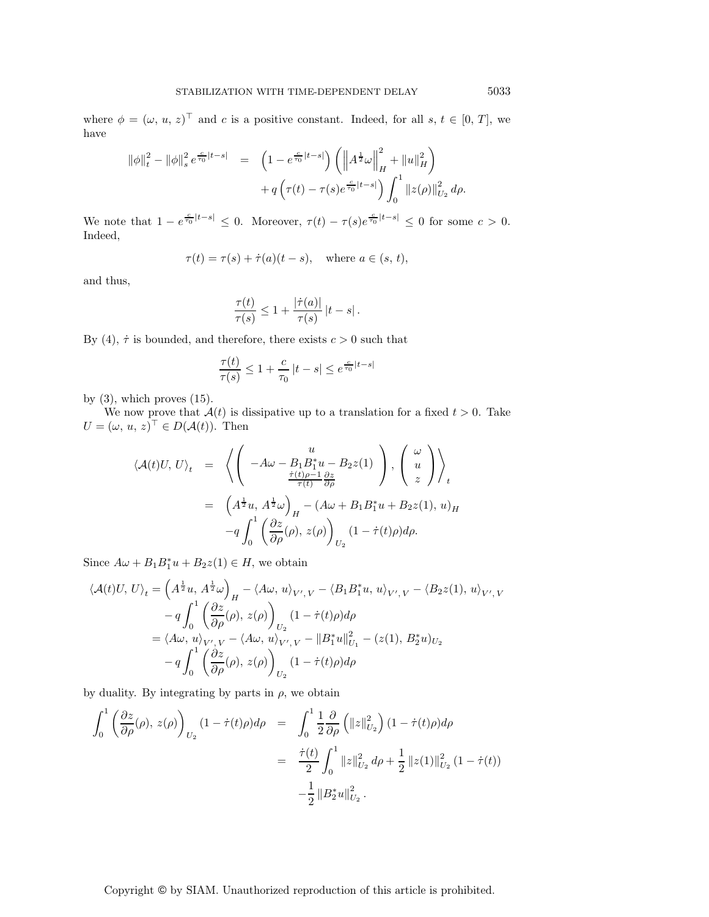where $\phi = (\omega, u, z)^\top$ and $c$ is a positive constant. Indeed, for all $s, t \in [0, T]$, we have

$$\|\phi\|_t^2 - \|\phi\|_s^2 e^{\frac{c}{\tau_0}|t-s|} = \left(1 - e^{\frac{c}{\tau_0}|t-s|}\right)\left(\left\|A^{\frac{1}{2}}\omega\right\|_H^2 + \|u\|_H^2\right) + q\left(\tau(t) - \tau(s)e^{\frac{c}{\tau_0}|t-s|}\right)\int_0^1 \|z(\rho)\|_{U_2}^2 \, d\rho.$$

We note that $1 - e^{\frac{c}{\tau_0}|t-s|} \leq 0$. Moreover, $\tau(t) - \tau(s)e^{\frac{c}{\tau_0}|t-s|} \leq 0$ for some $c > 0$. Indeed,

$$\tau(t) = \tau(s) + \dot{\tau}(a)(t-s), \quad \text{where } a \in (s, t),$$

and thus,

$$\frac{\tau(t)}{\tau(s)} \leq 1 + \frac{|\dot{\tau}(a)|}{\tau(s)}|t-s|.$$

By (4), $\dot{\tau}$ is bounded, and therefore, there exists $c > 0$ such that

$$\frac{\tau(t)}{\tau(s)} \leq 1 + \frac{c}{\tau_0}|t-s| \leq e^{\frac{c}{\tau_0}|t-s|}$$

by (3), which proves (15).

We now prove that $\mathcal{A}(t)$ is dissipative up to a translation for a fixed $t > 0$. Take $U = (\omega, u, z)^\top \in D(\mathcal{A}(t))$. Then

$$\begin{aligned}
\langle \mathcal{A}(t)U, U\rangle_t &= \left\langle \begin{pmatrix} u \\ -A\omega - B_1B_1^*u - B_2 z(1) \\ \frac{\dot{\tau}(t)\rho - 1}{\tau(t)}\frac{\partial z}{\partial \rho} \end{pmatrix}, \begin{pmatrix} \omega \\ u \\ z \end{pmatrix} \right\rangle_t \\
&= \left(A^{\frac{1}{2}}u, A^{\frac{1}{2}}\omega\right)_H - (A\omega + B_1B_1^*u + B_2z(1), u)_H \\
&\quad - q\int_0^1 \left(\frac{\partial z}{\partial \rho}(\rho), z(\rho)\right)_{U_2}(1 - \dot{\tau}(t)\rho)d\rho.
\end{aligned}$$

Since $A\omega + B_1B_1^*u + B_2z(1) \in H$, we obtain

$$\begin{aligned}
\langle \mathcal{A}(t)U, U\rangle_t &= \left(A^{\frac{1}{2}}u, A^{\frac{1}{2}}\omega\right)_H - \langle A\omega, u\rangle_{V', V} - \langle B_1B_1^*u, u\rangle_{V', V} - \langle B_2 z(1), u\rangle_{V', V} \\
&\quad - q\int_0^1 \left(\frac{\partial z}{\partial \rho}(\rho), z(\rho)\right)_{U_2}(1 - \dot{\tau}(t)\rho)d\rho \\
&= \langle A\omega, u\rangle_{V', V} - \langle A\omega, u\rangle_{V', V} - \|B_1^*u\|_{U_1}^2 - (z(1), B_2^*u)_{U_2} \\
&\quad - q\int_0^1 \left(\frac{\partial z}{\partial \rho}(\rho), z(\rho)\right)_{U_2}(1 - \dot{\tau}(t)\rho)d\rho
\end{aligned}$$

by duality. By integrating by parts in $\rho$, we obtain

$$\begin{aligned}
\int_0^1 \left(\frac{\partial z}{\partial \rho}(\rho), z(\rho)\right)_{U_2}(1 - \dot{\tau}(t)\rho)d\rho &= \int_0^1 \frac{1}{2}\frac{\partial}{\partial \rho}\left(\|z\|_{U_2}^2\right)(1 - \dot{\tau}(t)\rho)d\rho \\
&= \frac{\dot{\tau}(t)}{2}\int_0^1 \|z\|_{U_2}^2 \, d\rho + \frac{1}{2}\|z(1)\|_{U_2}^2 (1 - \dot{\tau}(t)) \\
&\quad - \frac{1}{2}\|B_2^*u\|_{U_2}^2.
\end{aligned}$$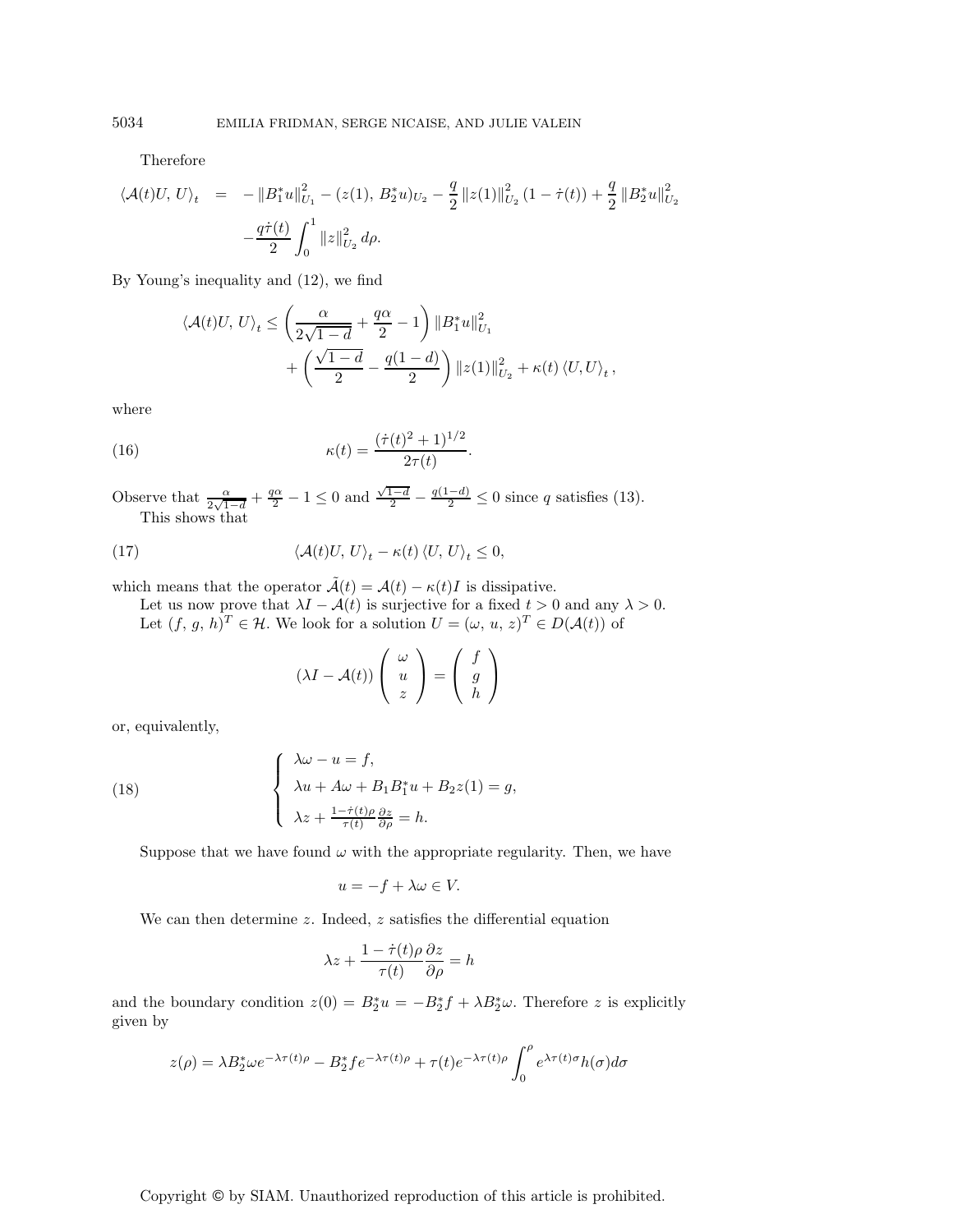Therefore

$$\langle \mathcal{A}(t)U, U\rangle_t = -\|B_1^* u\|_{U_1}^2 - (z(1), B_2^* u)_{U_2} - \frac{q}{2}\|z(1)\|_{U_2}^2 (1-\dot{\tau}(t)) + \frac{q}{2}\|B_2^* u\|_{U_2}^2$$
$$-\frac{q\dot{\tau}(t)}{2}\int_0^1 \|z\|_{U_2}^2 \, d\rho.$$

By Young's inequality and (12), we find

$$\langle \mathcal{A}(t)U, U\rangle_t \leq \left(\frac{\alpha}{2\sqrt{1-d}} + \frac{q\alpha}{2} - 1\right)\|B_1^* u\|_{U_1}^2 + \left(\frac{\sqrt{1-d}}{2} - \frac{q(1-d)}{2}\right)\|z(1)\|_{U_2}^2 + \kappa(t)\langle U, U\rangle_t,$$

where

$$\kappa(t) = \frac{(\dot{\tau}(t)^2+1)^{1/2}}{2\tau(t)}. \tag{16}$$

Observe that $\frac{\alpha}{2\sqrt{1-d}} + \frac{q\alpha}{2} - 1 \leq 0$ and $\frac{\sqrt{1-d}}{2} - \frac{q(1-d)}{2} \leq 0$ since $q$ satisfies (13).

This shows that

$$\langle \mathcal{A}(t)U, U\rangle_t - \kappa(t)\langle U, U\rangle_t \leq 0, \tag{17}$$

which means that the operator $\tilde{\mathcal{A}}(t) = \mathcal{A}(t) - \kappa(t)I$ is dissipative.

Let us now prove that $\lambda I - \mathcal{A}(t)$ is surjective for a fixed $t > 0$ and any $\lambda > 0$.

Let $(f, g, h)^T \in \mathcal{H}$. We look for a solution $U = (\omega, u, z)^T \in D(\mathcal{A}(t))$ of

$$(\lambda I - \mathcal{A}(t))\begin{pmatrix}\omega \\ u \\ z\end{pmatrix} = \begin{pmatrix} f \\ g \\ h\end{pmatrix}$$

or, equivalently,

$$\begin{cases} \lambda\omega - u = f, \\ \lambda u + A\omega + B_1 B_1^* u + B_2 z(1) = g, \\ \lambda z + \frac{1-\dot{\tau}(t)\rho}{\tau(t)}\frac{\partial z}{\partial \rho} = h. \end{cases} \tag{18}$$

Suppose that we have found $\omega$ with the appropriate regularity. Then, we have

$$u = -f + \lambda\omega \in V.$$

We can then determine $z$. Indeed, $z$ satisfies the differential equation

$$\lambda z + \frac{1-\dot{\tau}(t)\rho}{\tau(t)}\frac{\partial z}{\partial \rho} = h$$

and the boundary condition $z(0) = B_2^* u = -B_2^* f + \lambda B_2^* \omega$. Therefore $z$ is explicitly given by

$$z(\rho) = \lambda B_2^* \omega e^{-\lambda\tau(t)\rho} - B_2^* f e^{-\lambda\tau(t)\rho} + \tau(t)e^{-\lambda\tau(t)\rho}\int_0^\rho e^{\lambda\tau(t)\sigma}h(\sigma)d\sigma$$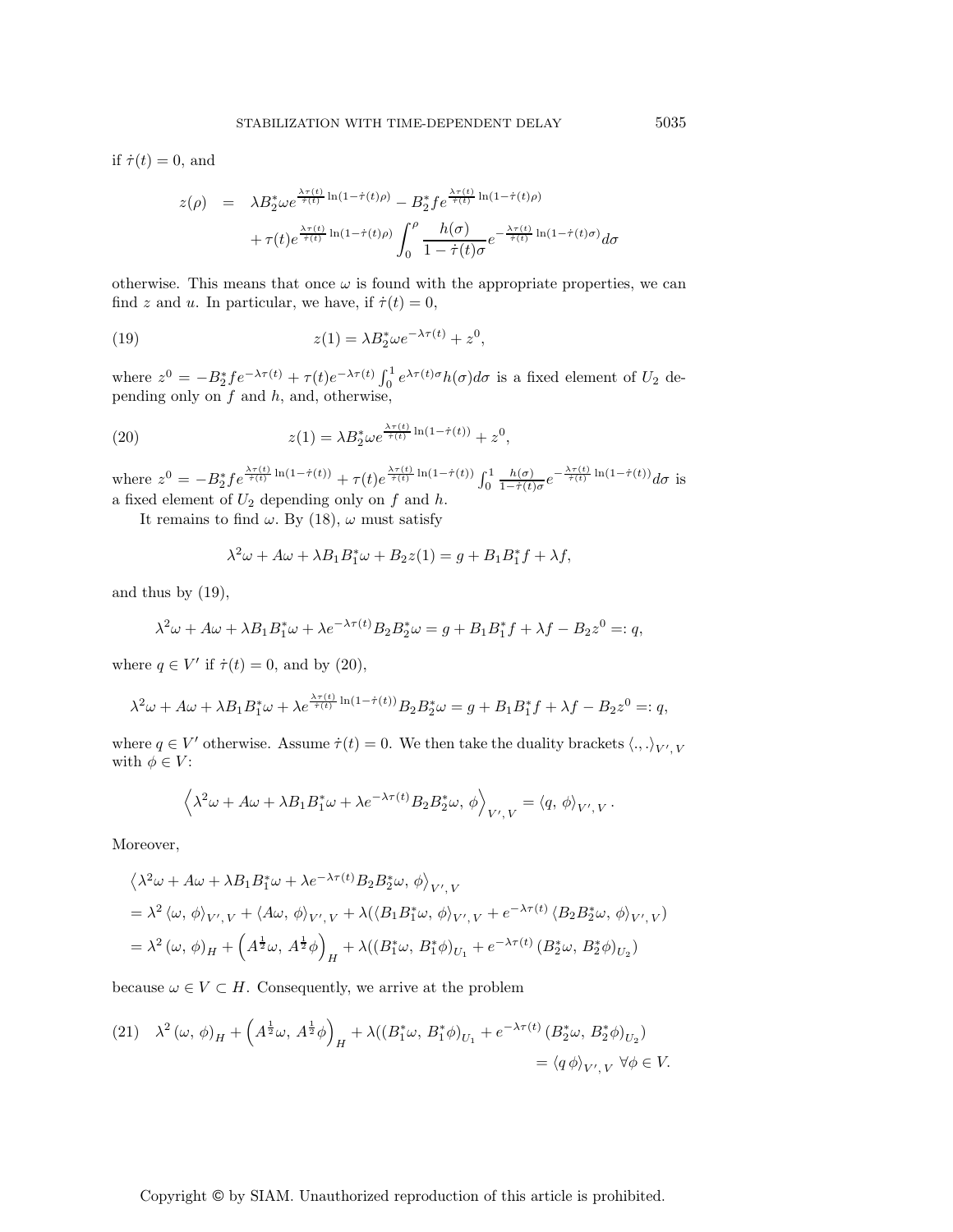if $\dot{\tau}(t) = 0$, and

$$
\begin{aligned}
z(\rho) \quad &= \quad \lambda B_2^* \omega e^{\frac{\lambda \tau(t)}{\dot{\tau}(t)} \ln(1-\dot{\tau}(t)\rho)} - B_2^* f e^{\frac{\lambda \tau(t)}{\dot{\tau}(t)} \ln(1-\dot{\tau}(t)\rho)} \\
&\quad + \tau(t) e^{\frac{\lambda \tau(t)}{\dot{\tau}(t)} \ln(1-\dot{\tau}(t)\rho)} \int_0^\rho \frac{h(\sigma)}{1-\dot{\tau}(t)\sigma} e^{-\frac{\lambda \tau(t)}{\dot{\tau}(t)} \ln(1-\dot{\tau}(t)\sigma)} d\sigma
\end{aligned}
$$

otherwise. This means that once $\omega$ is found with the appropriate properties, we can find $z$ and $u$. In particular, we have, if $\dot{\tau}(t) = 0$,

$$
z(1) = \lambda B_2^* \omega e^{-\lambda \tau(t)} + z^0, \tag{19}
$$

where $z^0 = -B_2^* f e^{-\lambda \tau(t)} + \tau(t) e^{-\lambda \tau(t)} \int_0^1 e^{\lambda \tau(t) \sigma} h(\sigma) d\sigma$ is a fixed element of $U_2$ depending only on $f$ and $h$, and, otherwise,

$$
z(1) = \lambda B_2^* \omega e^{\frac{\lambda \tau(t)}{\dot{\tau}(t)} \ln(1-\dot{\tau}(t))} + z^0, \tag{20}
$$

where $z^0 = -B_2^* f e^{\frac{\lambda \tau(t)}{\dot{\tau}(t)} \ln(1-\dot{\tau}(t))} + \tau(t) e^{\frac{\lambda \tau(t)}{\dot{\tau}(t)} \ln(1-\dot{\tau}(t))} \int_0^1 \frac{h(\sigma)}{1-\dot{\tau}(t)\sigma} e^{-\frac{\lambda \tau(t)}{\dot{\tau}(t)} \ln(1-\dot{\tau}(t))} d\sigma$ is a fixed element of $U_2$ depending only on $f$ and $h$.

It remains to find $\omega$. By (18), $\omega$ must satisfy

$$
\lambda^2 \omega + A\omega + \lambda B_1 B_1^* \omega + B_2 z(1) = g + B_1 B_1^* f + \lambda f,
$$

and thus by (19),

$$
\lambda^2 \omega + A\omega + \lambda B_1 B_1^* \omega + \lambda e^{-\lambda \tau(t)} B_2 B_2^* \omega = g + B_1 B_1^* f + \lambda f - B_2 z^0 =: q,
$$

where $q \in V'$ if $\dot{\tau}(t) = 0$, and by (20),

$$
\lambda^2 \omega + A\omega + \lambda B_1 B_1^* \omega + \lambda e^{\frac{\lambda \tau(t)}{\dot{\tau}(t)} \ln(1-\dot{\tau}(t))} B_2 B_2^* \omega = g + B_1 B_1^* f + \lambda f - B_2 z^0 =: q,
$$

where $q \in V'$ otherwise. Assume $\dot{\tau}(t) = 0$. We then take the duality brackets $\langle ., . \rangle_{V', V}$ with $\phi \in V$:

$$
\left\langle \lambda^2 \omega + A\omega + \lambda B_1 B_1^* \omega + \lambda e^{-\lambda \tau(t)} B_2 B_2^* \omega, \, \phi \right\rangle_{V', V} = \langle q, \, \phi \rangle_{V', V}.
$$

Moreover,

$$
\begin{aligned}
&\left\langle \lambda^2 \omega + A\omega + \lambda B_1 B_1^* \omega + \lambda e^{-\lambda \tau(t)} B_2 B_2^* \omega, \, \phi \right\rangle_{V', V} \\
&= \lambda^2 \langle \omega, \, \phi \rangle_{V', V} + \langle A\omega, \, \phi \rangle_{V', V} + \lambda (\langle B_1 B_1^* \omega, \, \phi \rangle_{V', V} + e^{-\lambda \tau(t)} \langle B_2 B_2^* \omega, \, \phi \rangle_{V', V}) \\
&= \lambda^2 (\omega, \, \phi)_H + \left( A^{\frac{1}{2}} \omega, \, A^{\frac{1}{2}} \phi \right)_H + \lambda ((B_1^* \omega, \, B_1^* \phi)_{U_1} + e^{-\lambda \tau(t)} (B_2^* \omega, \, B_2^* \phi)_{U_2})
\end{aligned}
$$

because $\omega \in V \subset H$. Consequently, we arrive at the problem

$$
\begin{aligned}
\lambda^2 (\omega, \, \phi)_H + \left( A^{\frac{1}{2}} \omega, \, A^{\frac{1}{2}} \phi \right)_H + \lambda ((B_1^* \omega, \, B_1^* \phi)_{U_1} + e^{-\lambda \tau(t)} (B_2^* \omega, \, B_2^* \phi)_{U_2}) \\
= \langle q \, \phi \rangle_{V', V} \ \forall \phi \in V.
\end{aligned} \tag{21}
$$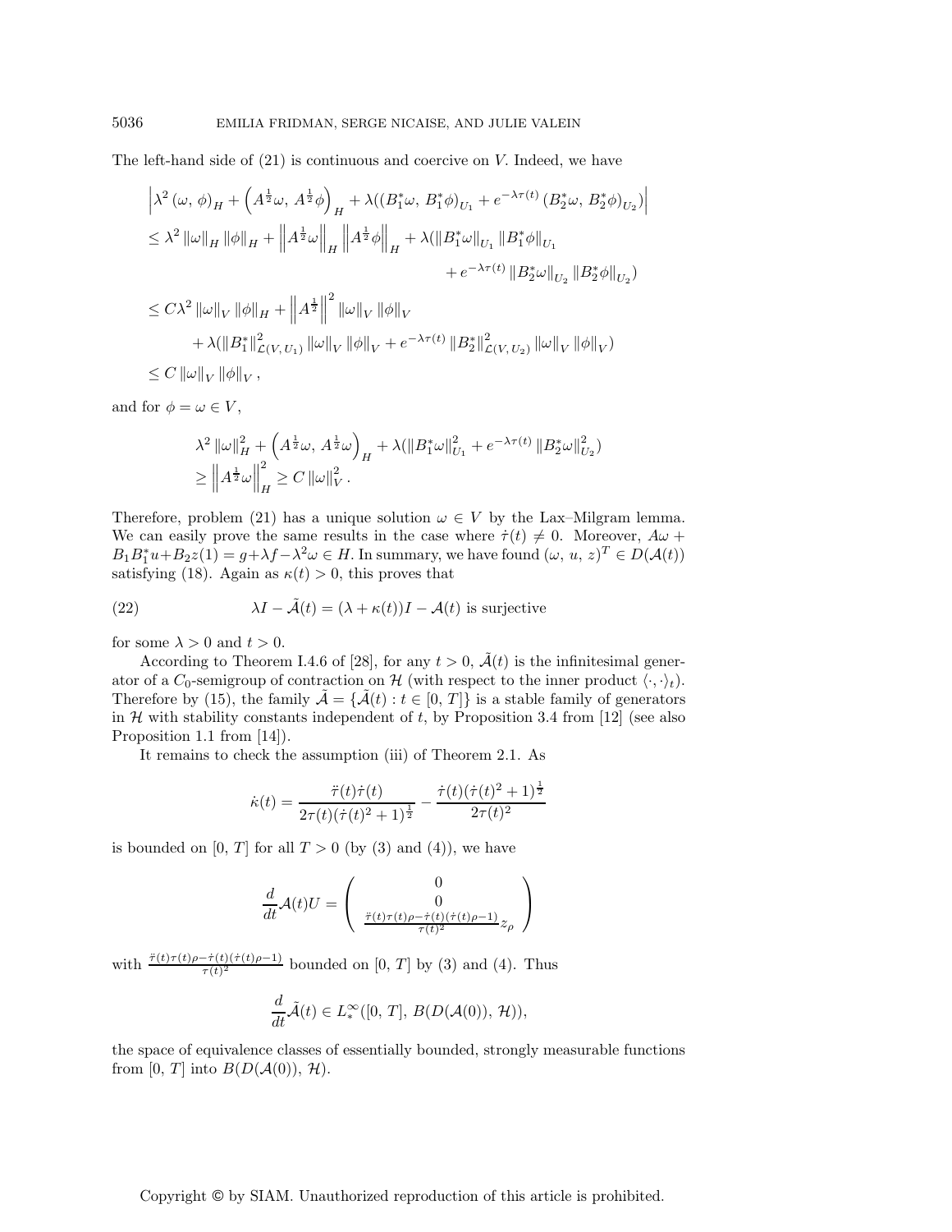The left-hand side of (21) is continuous and coercive on $V$. Indeed, we have

$$
\begin{aligned}
&\left|\lambda^2 (\omega,\, \phi)_H + \left(A^{\frac{1}{2}}\omega,\, A^{\frac{1}{2}}\phi\right)_H + \lambda((B_1^*\omega,\, B_1^*\phi)_{U_1} + e^{-\lambda\tau(t)}\,(B_2^*\omega,\, B_2^*\phi)_{U_2})\right| \\
&\leq \lambda^2 \left\|\omega\right\|_H \left\|\phi\right\|_H + \left\|A^{\frac{1}{2}}\omega\right\|_H \left\|A^{\frac{1}{2}}\phi\right\|_H + \lambda(\left\|B_1^*\omega\right\|_{U_1} \left\|B_1^*\phi\right\|_{U_1} \\
&\qquad\qquad\qquad\qquad\qquad\qquad\qquad\qquad + e^{-\lambda\tau(t)} \left\|B_2^*\omega\right\|_{U_2} \left\|B_2^*\phi\right\|_{U_2}) \\
&\leq C\lambda^2 \left\|\omega\right\|_V \left\|\phi\right\|_H + \left\|A^{\frac{1}{2}}\right\|^2 \left\|\omega\right\|_V \left\|\phi\right\|_V \\
&\qquad + \lambda(\left\|B_1^*\right\|^2_{\mathcal{L}(V,\, U_1)} \left\|\omega\right\|_V \left\|\phi\right\|_V + e^{-\lambda\tau(t)} \left\|B_2^*\right\|^2_{\mathcal{L}(V,\, U_2)} \left\|\omega\right\|_V \left\|\phi\right\|_V) \\
&\leq C \left\|\omega\right\|_V \left\|\phi\right\|_V,
\end{aligned}
$$

and for $\phi = \omega \in V$,

$$
\begin{aligned}
&\lambda^2 \left\|\omega\right\|_H^2 + \left(A^{\frac{1}{2}}\omega,\, A^{\frac{1}{2}}\omega\right)_H + \lambda(\left\|B_1^*\omega\right\|^2_{U_1} + e^{-\lambda\tau(t)} \left\|B_2^*\omega\right\|^2_{U_2}) \\
&\geq \left\|A^{\frac{1}{2}}\omega\right\|_H^2 \geq C \left\|\omega\right\|_V^2 .
\end{aligned}
$$

Therefore, problem (21) has a unique solution $\omega \in V$ by the Lax–Milgram lemma. We can easily prove the same results in the case where $\dot{\tau}(t) \neq 0$. Moreover, $A\omega + B_1B_1^*u + B_2z(1) = g + \lambda f - \lambda^2\omega \in H$. In summary, we have found $(\omega,\, u,\, z)^T \in D(\mathcal{A}(t))$ satisfying (18). Again as $\kappa(t) > 0$, this proves that

$$
\lambda I - \tilde{\mathcal{A}}(t) = (\lambda + \kappa(t))I - \mathcal{A}(t) \text{ is surjective} \tag{22}
$$

for some $\lambda > 0$ and $t > 0$.

According to Theorem I.4.6 of [28], for any $t > 0$, $\tilde{\mathcal{A}}(t)$ is the infinitesimal generator of a $C_0$-semigroup of contraction on $\mathcal{H}$ (with respect to the inner product $\langle\cdot,\cdot\rangle_t$). Therefore by (15), the family $\tilde{\mathcal{A}} = \{\tilde{\mathcal{A}}(t) : t \in [0,\, T]\}$ is a stable family of generators in $\mathcal{H}$ with stability constants independent of $t$, by Proposition 3.4 from [12] (see also Proposition 1.1 from [14]).

It remains to check the assumption (iii) of Theorem 2.1. As

$$
\dot{\kappa}(t) = \frac{\ddot{\tau}(t)\dot{\tau}(t)}{2\tau(t)(\dot{\tau}(t)^2 + 1)^{\frac{1}{2}}} - \frac{\dot{\tau}(t)(\dot{\tau}(t)^2 + 1)^{\frac{1}{2}}}{2\tau(t)^2}
$$

is bounded on $[0,\, T]$ for all $T > 0$ (by (3) and (4)), we have

$$
\frac{d}{dt}\mathcal{A}(t)U = \begin{pmatrix} 0 \\ 0 \\ \frac{\ddot{\tau}(t)\tau(t)\rho - \dot{\tau}(t)(\dot{\tau}(t)\rho - 1)}{\tau(t)^2} z_\rho \end{pmatrix}
$$

with $\frac{\ddot{\tau}(t)\tau(t)\rho - \dot{\tau}(t)(\dot{\tau}(t)\rho - 1)}{\tau(t)^2}$ bounded on $[0,\, T]$ by (3) and (4). Thus

$$
\frac{d}{dt}\tilde{\mathcal{A}}(t) \in L^\infty_*([0,\, T],\, B(D(\mathcal{A}(0)),\, \mathcal{H})),
$$

the space of equivalence classes of essentially bounded, strongly measurable functions from $[0,\, T]$ into $B(D(\mathcal{A}(0)),\, \mathcal{H})$.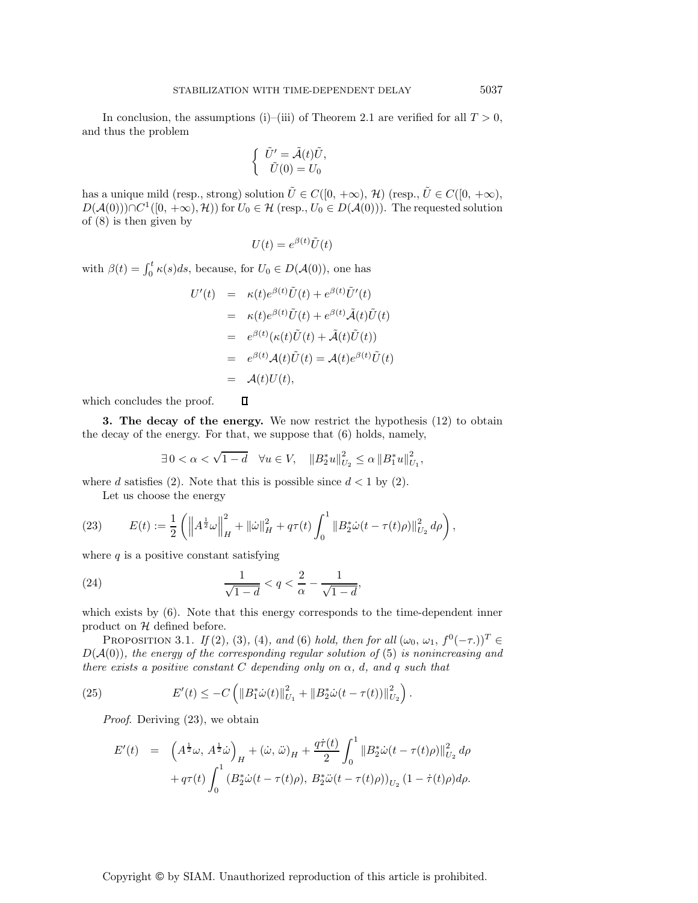In conclusion, the assumptions (i)–(iii) of Theorem 2.1 are verified for all $T > 0$, and thus the problem

$$\begin{cases} \tilde{U}' = \tilde{\mathcal{A}}(t)\tilde{U}, \\ \tilde{U}(0) = U_0 \end{cases}$$

has a unique mild (resp., strong) solution $\tilde{U} \in C([0, +\infty), \mathcal{H})$ (resp., $\tilde{U} \in C([0, +\infty), D(\mathcal{A}(0))) \cap C^1([0, +\infty), \mathcal{H})$) for $U_0 \in \mathcal{H}$ (resp., $U_0 \in D(\mathcal{A}(0))$). The requested solution of (8) is then given by

$$U(t) = e^{\beta(t)}\tilde{U}(t)$$

with $\beta(t) = \int_0^t \kappa(s)ds$, because, for $U_0 \in D(\mathcal{A}(0))$, one has

$$\begin{aligned} U'(t) &= \kappa(t)e^{\beta(t)}\tilde{U}(t) + e^{\beta(t)}\tilde{U}'(t) \\ &= \kappa(t)e^{\beta(t)}\tilde{U}(t) + e^{\beta(t)}\tilde{\mathcal{A}}(t)\tilde{U}(t) \\ &= e^{\beta(t)}(\kappa(t)\tilde{U}(t) + \tilde{\mathcal{A}}(t)\tilde{U}(t)) \\ &= e^{\beta(t)}\mathcal{A}(t)\tilde{U}(t) = \mathcal{A}(t)e^{\beta(t)}\tilde{U}(t) \\ &= \mathcal{A}(t)U(t), \end{aligned}$$

which concludes the proof. $\square$

**3. The decay of the energy.** We now restrict the hypothesis (12) to obtain the decay of the energy. For that, we suppose that (6) holds, namely,

$$\exists\, 0 < \alpha < \sqrt{1-d} \quad \forall u \in V, \quad \|B_2^* u\|_{U_2}^2 \le \alpha \|B_1^* u\|_{U_1}^2,$$

where $d$ satisfies (2). Note that this is possible since $d < 1$ by (2).

Let us choose the energy

$$E(t) := \frac{1}{2}\left(\left\|A^{\frac{1}{2}}\omega\right\|_H^2 + \|\dot{\omega}\|_H^2 + q\tau(t)\int_0^1 \|B_2^*\dot{\omega}(t-\tau(t)\rho)\|_{U_2}^2\, d\rho\right), \tag{23}$$

where $q$ is a positive constant satisfying

$$\frac{1}{\sqrt{1-d}} < q < \frac{2}{\alpha} - \frac{1}{\sqrt{1-d}}, \tag{24}$$

which exists by (6). Note that this energy corresponds to the time-dependent inner product on $\mathcal{H}$ defined before.

Proposition 3.1. *If* (2), (3), (4), *and* (6) *hold, then for all* $(\omega_0, \omega_1, f^0(-\tau.))^T \in D(\mathcal{A}(0))$, *the energy of the corresponding regular solution of* (5) *is nonincreasing and there exists a positive constant* $C$ *depending only on* $\alpha$, $d$, *and* $q$ *such that*

$$E'(t) \le -C\left(\|B_1^*\dot{\omega}(t)\|_{U_1}^2 + \|B_2^*\dot{\omega}(t-\tau(t))\|_{U_2}^2\right). \tag{25}$$

*Proof.* Deriving (23), we obtain

$$\begin{aligned} E'(t) &= \left(A^{\frac{1}{2}}\omega, A^{\frac{1}{2}}\dot{\omega}\right)_H + (\dot{\omega}, \ddot{\omega})_H + \frac{q\dot{\tau}(t)}{2}\int_0^1 \|B_2^*\dot{\omega}(t-\tau(t)\rho)\|_{U_2}^2\, d\rho \\ &\quad + q\tau(t)\int_0^1 (B_2^*\dot{\omega}(t-\tau(t)\rho), B_2^*\ddot{\omega}(t-\tau(t)\rho))_{U_2}(1-\dot{\tau}(t)\rho)d\rho. \end{aligned}$$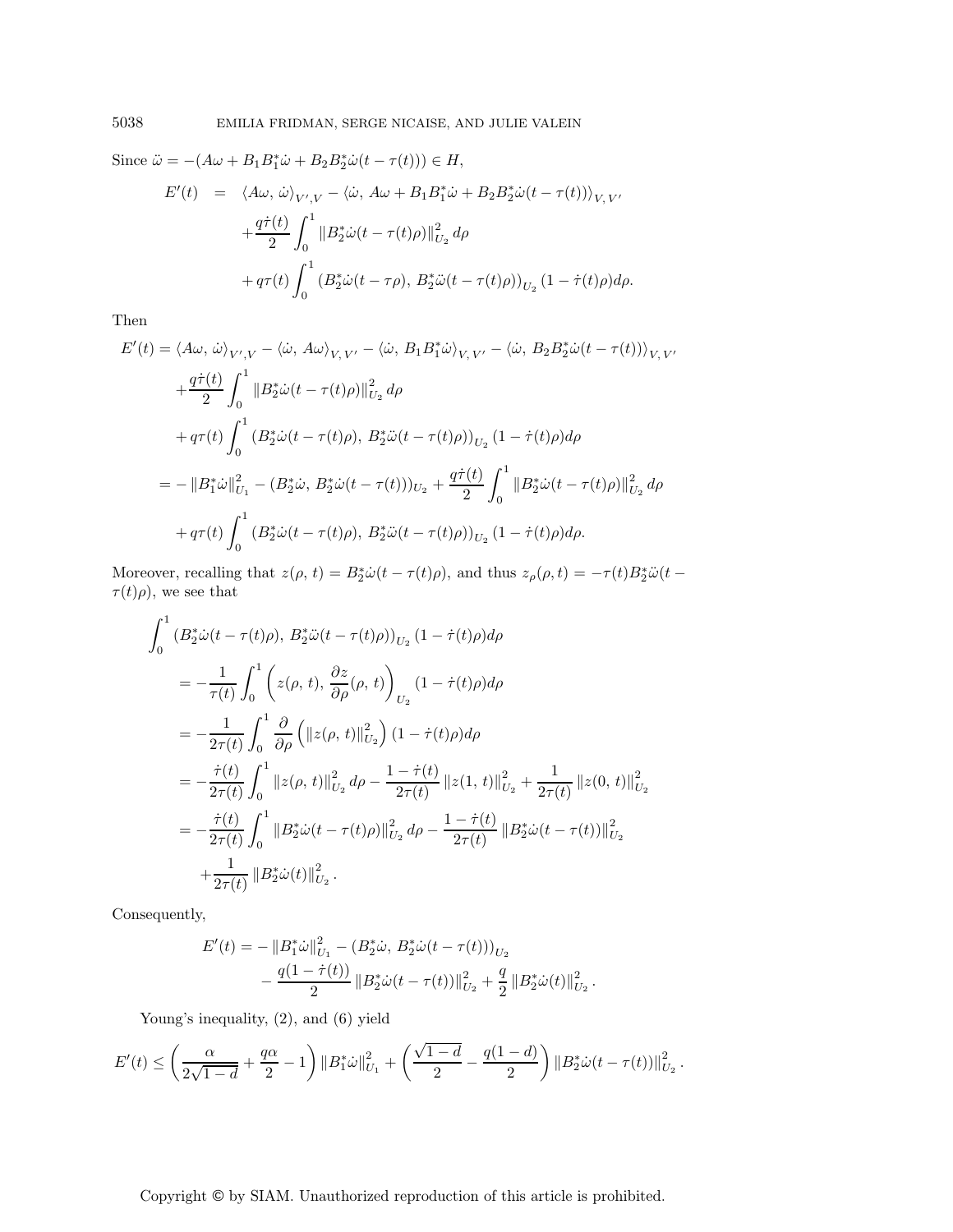Since $\ddot{\omega} = -(A\omega + B_1B_1^*\dot{\omega} + B_2B_2^*\dot{\omega}(t-\tau(t))) \in H$,

$$
\begin{aligned}
E'(t) &= \langle A\omega, \dot{\omega}\rangle_{V',V} - \langle \dot{\omega}, A\omega + B_1B_1^*\dot{\omega} + B_2B_2^*\dot{\omega}(t-\tau(t))\rangle_{V,V'} \\
&\quad + \frac{q\dot{\tau}(t)}{2}\int_0^1 \|B_2^*\dot{\omega}(t-\tau(t)\rho)\|_{U_2}^2\, d\rho \\
&\quad + q\tau(t)\int_0^1 \left(B_2^*\dot{\omega}(t-\tau\rho),\, B_2^*\ddot{\omega}(t-\tau(t)\rho)\right)_{U_2}(1-\dot{\tau}(t)\rho)d\rho.
\end{aligned}
$$

Then

$$
\begin{aligned}
E'(t) &= \langle A\omega, \dot{\omega}\rangle_{V',V} - \langle \dot{\omega}, A\omega\rangle_{V,V'} - \langle \dot{\omega}, B_1B_1^*\dot{\omega}\rangle_{V,V'} - \langle \dot{\omega}, B_2B_2^*\dot{\omega}(t-\tau(t))\rangle_{V,V'} \\
&\quad + \frac{q\dot{\tau}(t)}{2}\int_0^1 \|B_2^*\dot{\omega}(t-\tau(t)\rho)\|_{U_2}^2\, d\rho \\
&\quad + q\tau(t)\int_0^1 \left(B_2^*\dot{\omega}(t-\tau(t)\rho),\, B_2^*\ddot{\omega}(t-\tau(t)\rho)\right)_{U_2}(1-\dot{\tau}(t)\rho)d\rho \\
&= -\|B_1^*\dot{\omega}\|_{U_1}^2 - \left(B_2^*\dot{\omega},\, B_2^*\dot{\omega}(t-\tau(t))\right)_{U_2} + \frac{q\dot{\tau}(t)}{2}\int_0^1 \|B_2^*\dot{\omega}(t-\tau(t)\rho)\|_{U_2}^2\, d\rho \\
&\quad + q\tau(t)\int_0^1 \left(B_2^*\dot{\omega}(t-\tau(t)\rho),\, B_2^*\ddot{\omega}(t-\tau(t)\rho)\right)_{U_2}(1-\dot{\tau}(t)\rho)d\rho.
\end{aligned}
$$

Moreover, recalling that $z(\rho, t) = B_2^*\dot{\omega}(t-\tau(t)\rho)$, and thus $z_\rho(\rho, t) = -\tau(t)B_2^*\ddot{\omega}(t-\tau(t)\rho)$, we see that

$$
\begin{aligned}
&\int_0^1 \left(B_2^*\dot{\omega}(t-\tau(t)\rho),\, B_2^*\ddot{\omega}(t-\tau(t)\rho)\right)_{U_2}(1-\dot{\tau}(t)\rho)d\rho \\
&\quad = -\frac{1}{\tau(t)}\int_0^1 \left(z(\rho, t),\, \frac{\partial z}{\partial \rho}(\rho, t)\right)_{U_2}(1-\dot{\tau}(t)\rho)d\rho \\
&\quad = -\frac{1}{2\tau(t)}\int_0^1 \frac{\partial}{\partial \rho}\left(\|z(\rho, t)\|_{U_2}^2\right)(1-\dot{\tau}(t)\rho)d\rho \\
&\quad = -\frac{\dot{\tau}(t)}{2\tau(t)}\int_0^1 \|z(\rho, t)\|_{U_2}^2\, d\rho - \frac{1-\dot{\tau}(t)}{2\tau(t)}\|z(1, t)\|_{U_2}^2 + \frac{1}{2\tau(t)}\|z(0, t)\|_{U_2}^2 \\
&\quad = -\frac{\dot{\tau}(t)}{2\tau(t)}\int_0^1 \|B_2^*\dot{\omega}(t-\tau(t)\rho)\|_{U_2}^2\, d\rho - \frac{1-\dot{\tau}(t)}{2\tau(t)}\|B_2^*\dot{\omega}(t-\tau(t))\|_{U_2}^2 \\
&\qquad + \frac{1}{2\tau(t)}\|B_2^*\dot{\omega}(t)\|_{U_2}^2.
\end{aligned}
$$

Consequently,

$$
\begin{aligned}
E'(t) &= -\|B_1^*\dot{\omega}\|_{U_1}^2 - \left(B_2^*\dot{\omega},\, B_2^*\dot{\omega}(t-\tau(t))\right)_{U_2} \\
&\quad - \frac{q(1-\dot{\tau}(t))}{2}\|B_2^*\dot{\omega}(t-\tau(t))\|_{U_2}^2 + \frac{q}{2}\|B_2^*\dot{\omega}(t)\|_{U_2}^2.
\end{aligned}
$$

Young's inequality, (2), and (6) yield

$$
E'(t) \le \left(\frac{\alpha}{2\sqrt{1-d}} + \frac{q\alpha}{2} - 1\right)\|B_1^*\dot{\omega}\|_{U_1}^2 + \left(\frac{\sqrt{1-d}}{2} - \frac{q(1-d)}{2}\right)\|B_2^*\dot{\omega}(t-\tau(t))\|_{U_2}^2.
$$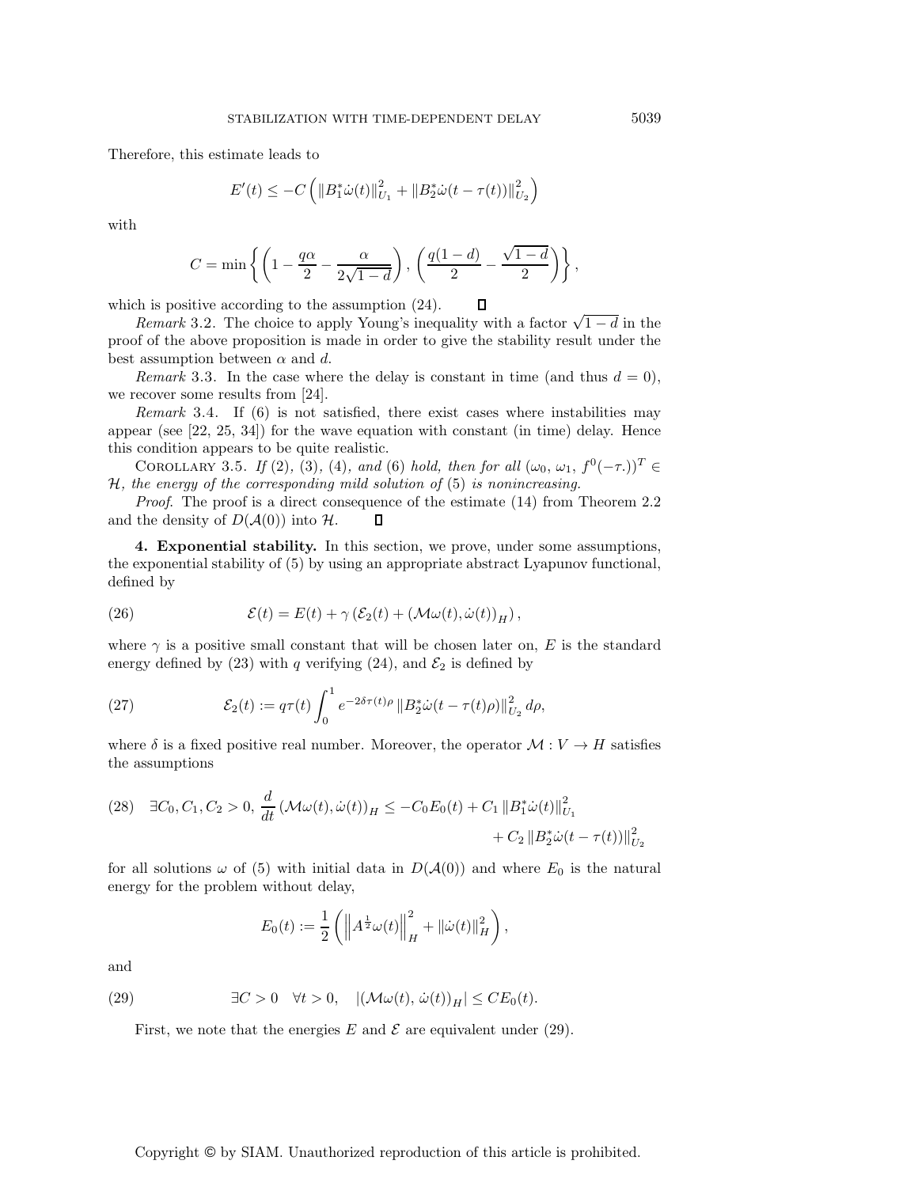Therefore, this estimate leads to

$$E'(t) \leq -C\left(\|B_1^*\dot{\omega}(t)\|_{U_1}^2 + \|B_2^*\dot{\omega}(t-\tau(t))\|_{U_2}^2\right)$$

with

$$C = \min\left\{\left(1 - \frac{q\alpha}{2} - \frac{\alpha}{2\sqrt{1-d}}\right), \left(\frac{q(1-d)}{2} - \frac{\sqrt{1-d}}{2}\right)\right\},$$

which is positive according to the assumption (24). ∎

*Remark* 3.2. The choice to apply Young's inequality with a factor $\sqrt{1-d}$ in the proof of the above proposition is made in order to give the stability result under the best assumption between $\alpha$ and $d$.

*Remark* 3.3. In the case where the delay is constant in time (and thus $d = 0$), we recover some results from [24].

*Remark* 3.4. If (6) is not satisfied, there exist cases where instabilities may appear (see [22, 25, 34]) for the wave equation with constant (in time) delay. Hence this condition appears to be quite realistic.

COROLLARY 3.5. *If* (2), (3), (4), *and* (6) *hold, then for all* $(\omega_0, \omega_1, f^0(-\tau.))^T \in \mathcal{H}$, *the energy of the corresponding mild solution of* (5) *is nonincreasing.*

*Proof.* The proof is a direct consequence of the estimate (14) from Theorem 2.2 and the density of $D(\mathcal{A}(0))$ into $\mathcal{H}$. ∎

**4. Exponential stability.** In this section, we prove, under some assumptions, the exponential stability of (5) by using an appropriate abstract Lyapunov functional, defined by

$$\mathcal{E}(t) = E(t) + \gamma\left(\mathcal{E}_2(t) + (\mathcal{M}\omega(t), \dot{\omega}(t))_H\right), \tag{26}$$

where $\gamma$ is a positive small constant that will be chosen later on, $E$ is the standard energy defined by (23) with $q$ verifying (24), and $\mathcal{E}_2$ is defined by

$$\mathcal{E}_2(t) := q\tau(t)\int_0^1 e^{-2\delta\tau(t)\rho}\|B_2^*\dot{\omega}(t-\tau(t)\rho)\|_{U_2}^2\,d\rho, \tag{27}$$

where $\delta$ is a fixed positive real number. Moreover, the operator $\mathcal{M} : V \to H$ satisfies the assumptions

$$\exists C_0, C_1, C_2 > 0,\ \frac{d}{dt}(\mathcal{M}\omega(t), \dot{\omega}(t))_H \leq -C_0E_0(t) + C_1\|B_1^*\dot{\omega}(t)\|_{U_1}^2 + C_2\|B_2^*\dot{\omega}(t-\tau(t))\|_{U_2}^2 \tag{28}$$

for all solutions $\omega$ of (5) with initial data in $D(\mathcal{A}(0))$ and where $E_0$ is the natural energy for the problem without delay,

$$E_0(t) := \frac{1}{2}\left(\left\|A^{\frac{1}{2}}\omega(t)\right\|_H^2 + \|\dot{\omega}(t)\|_H^2\right),$$

and

$$\exists C > 0 \quad \forall t > 0, \quad |(\mathcal{M}\omega(t), \dot{\omega}(t))_H| \leq CE_0(t). \tag{29}$$

First, we note that the energies $E$ and $\mathcal{E}$ are equivalent under (29).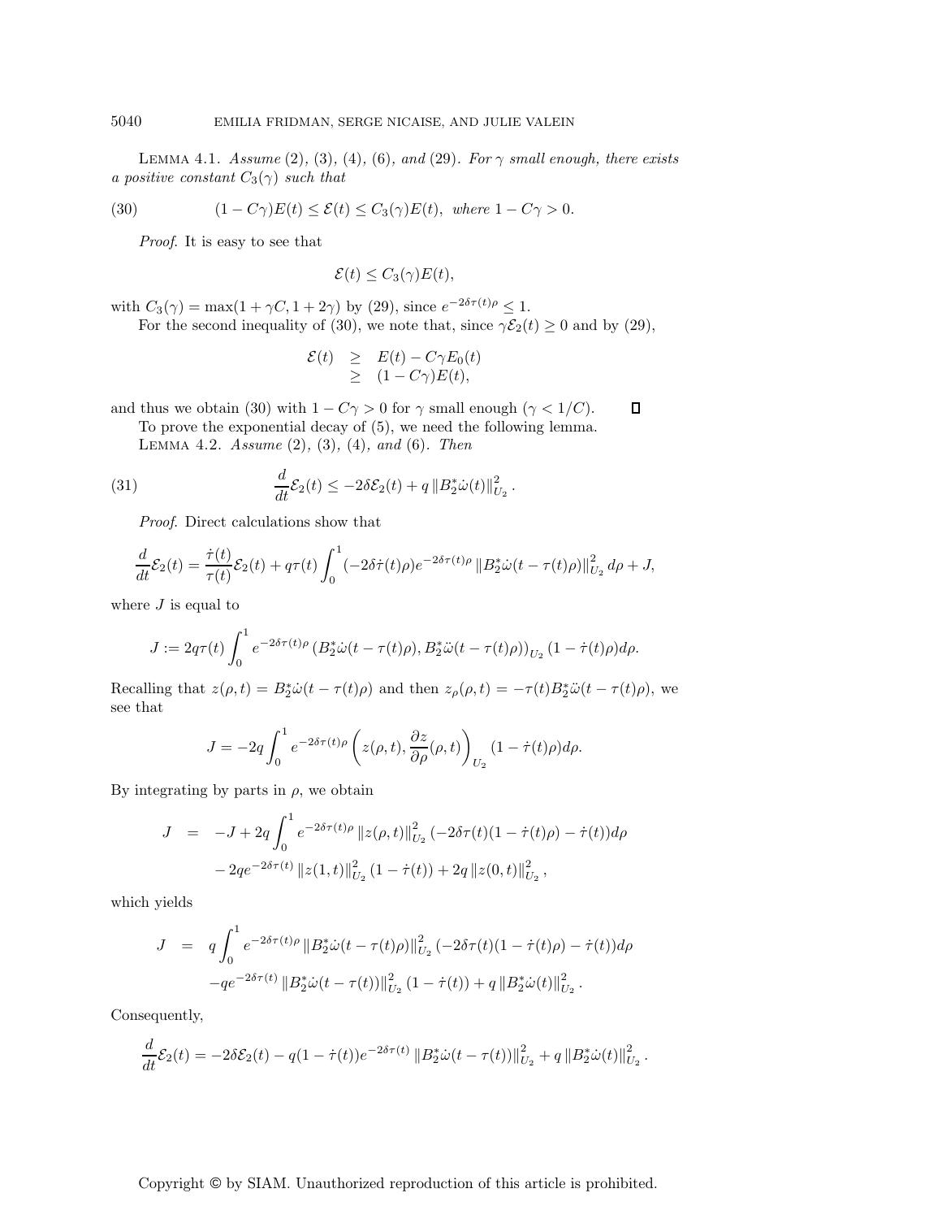Lemma 4.1. *Assume* (2), (3), (4), (6), *and* (29). *For* $\gamma$ *small enough, there exists a positive constant* $C_3(\gamma)$ *such that*

$$(1 - C\gamma)E(t) \leq \mathcal{E}(t) \leq C_3(\gamma)E(t), \text{ where } 1 - C\gamma > 0. \tag{30}$$

*Proof.* It is easy to see that

$$\mathcal{E}(t) \leq C_3(\gamma)E(t),$$

with $C_3(\gamma) = \max(1 + \gamma C, 1 + 2\gamma)$ by (29), since $e^{-2\delta\tau(t)\rho} \leq 1$.

For the second inequality of (30), we note that, since $\gamma\mathcal{E}_2(t) \geq 0$ and by (29),

$$\begin{aligned}\mathcal{E}(t) &\geq E(t) - C\gamma E_0(t)\\ &\geq (1 - C\gamma)E(t),\end{aligned}$$

and thus we obtain (30) with $1 - C\gamma > 0$ for $\gamma$ small enough ($\gamma < 1/C$). ◻

To prove the exponential decay of (5), we need the following lemma.

Lemma 4.2. *Assume* (2), (3), (4), *and* (6). *Then*

$$\frac{d}{dt}\mathcal{E}_2(t) \leq -2\delta\mathcal{E}_2(t) + q\left\|B_2^*\dot{\omega}(t)\right\|_{U_2}^2. \tag{31}$$

*Proof.* Direct calculations show that

$$\frac{d}{dt}\mathcal{E}_2(t) = \frac{\dot{\tau}(t)}{\tau(t)}\mathcal{E}_2(t) + q\tau(t)\int_0^1 (-2\delta\dot{\tau}(t)\rho)e^{-2\delta\tau(t)\rho}\left\|B_2^*\dot{\omega}(t-\tau(t)\rho)\right\|_{U_2}^2 d\rho + J,$$

where $J$ is equal to

$$J := 2q\tau(t)\int_0^1 e^{-2\delta\tau(t)\rho}\left(B_2^*\dot{\omega}(t-\tau(t)\rho), B_2^*\ddot{\omega}(t-\tau(t)\rho)\right)_{U_2}(1-\dot{\tau}(t)\rho)d\rho.$$

Recalling that $z(\rho,t) = B_2^*\dot{\omega}(t-\tau(t)\rho)$ and then $z_\rho(\rho,t) = -\tau(t)B_2^*\ddot{\omega}(t-\tau(t)\rho)$, we see that

$$J = -2q\int_0^1 e^{-2\delta\tau(t)\rho}\left(z(\rho,t), \frac{\partial z}{\partial\rho}(\rho,t)\right)_{U_2}(1-\dot{\tau}(t)\rho)d\rho.$$

By integrating by parts in $\rho$, we obtain

$$\begin{aligned}J &= -J + 2q\int_0^1 e^{-2\delta\tau(t)\rho}\left\|z(\rho,t)\right\|_{U_2}^2(-2\delta\tau(t)(1-\dot{\tau}(t)\rho) - \dot{\tau}(t))d\rho\\ &\quad - 2qe^{-2\delta\tau(t)}\left\|z(1,t)\right\|_{U_2}^2(1-\dot{\tau}(t)) + 2q\left\|z(0,t)\right\|_{U_2}^2,\end{aligned}$$

which yields

$$\begin{aligned}J &= q\int_0^1 e^{-2\delta\tau(t)\rho}\left\|B_2^*\dot{\omega}(t-\tau(t)\rho)\right\|_{U_2}^2(-2\delta\tau(t)(1-\dot{\tau}(t)\rho) - \dot{\tau}(t))d\rho\\ &\quad - qe^{-2\delta\tau(t)}\left\|B_2^*\dot{\omega}(t-\tau(t))\right\|_{U_2}^2(1-\dot{\tau}(t)) + q\left\|B_2^*\dot{\omega}(t)\right\|_{U_2}^2.\end{aligned}$$

Consequently,

$$\frac{d}{dt}\mathcal{E}_2(t) = -2\delta\mathcal{E}_2(t) - q(1-\dot{\tau}(t))e^{-2\delta\tau(t)}\left\|B_2^*\dot{\omega}(t-\tau(t))\right\|_{U_2}^2 + q\left\|B_2^*\dot{\omega}(t)\right\|_{U_2}^2.$$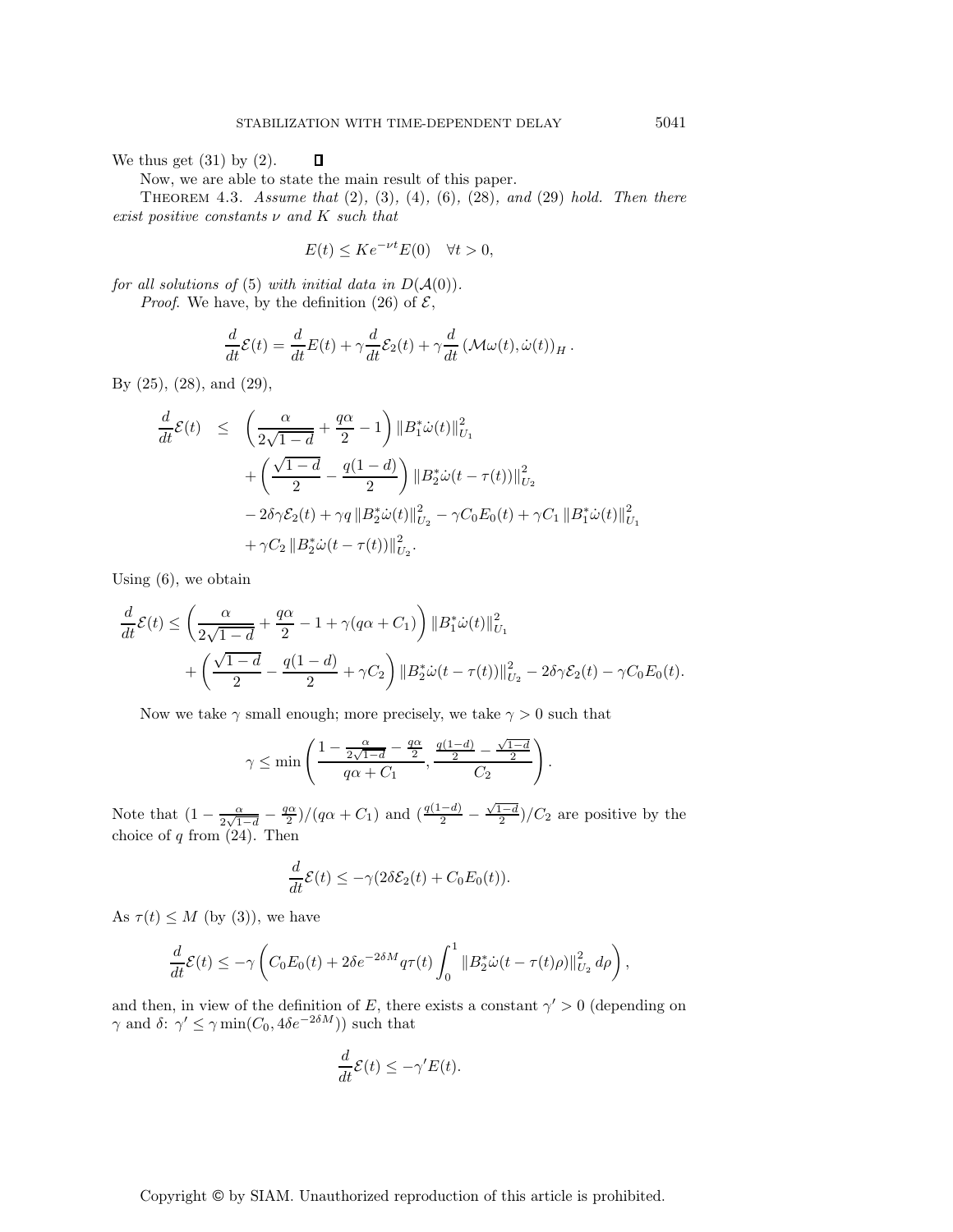We thus get (31) by (2). ∎

Now, we are able to state the main result of this paper.

THEOREM 4.3. *Assume that* (2), (3), (4), (6), (28), *and* (29) *hold. Then there exist positive constants* $\nu$ *and* $K$ *such that*

$$E(t) \leq K e^{-\nu t} E(0) \quad \forall t > 0,$$

*for all solutions of* (5) *with initial data in* $D(\mathcal{A}(0))$.

*Proof.* We have, by the definition (26) of $\mathcal{E}$,

$$\frac{d}{dt}\mathcal{E}(t) = \frac{d}{dt}E(t) + \gamma \frac{d}{dt}\mathcal{E}_2(t) + \gamma \frac{d}{dt}\left(\mathcal{M}\omega(t), \dot{\omega}(t)\right)_H.$$

By (25), (28), and (29),

$$\begin{aligned}
\frac{d}{dt}\mathcal{E}(t) \quad \leq \quad & \left(\frac{\alpha}{2\sqrt{1-d}} + \frac{q\alpha}{2} - 1\right) \|B_1^* \dot{\omega}(t)\|_{U_1}^2 \\
& + \left(\frac{\sqrt{1-d}}{2} - \frac{q(1-d)}{2}\right) \|B_2^* \dot{\omega}(t-\tau(t))\|_{U_2}^2 \\
& - 2\delta\gamma \mathcal{E}_2(t) + \gamma q \|B_2^* \dot{\omega}(t)\|_{U_2}^2 - \gamma C_0 E_0(t) + \gamma C_1 \|B_1^* \dot{\omega}(t)\|_{U_1}^2 \\
& + \gamma C_2 \|B_2^* \dot{\omega}(t-\tau(t))\|_{U_2}^2.
\end{aligned}$$

Using (6), we obtain

$$\begin{aligned}
\frac{d}{dt}\mathcal{E}(t) \leq & \left(\frac{\alpha}{2\sqrt{1-d}} + \frac{q\alpha}{2} - 1 + \gamma(q\alpha + C_1)\right) \|B_1^* \dot{\omega}(t)\|_{U_1}^2 \\
& + \left(\frac{\sqrt{1-d}}{2} - \frac{q(1-d)}{2} + \gamma C_2\right) \|B_2^* \dot{\omega}(t-\tau(t))\|_{U_2}^2 - 2\delta\gamma \mathcal{E}_2(t) - \gamma C_0 E_0(t).
\end{aligned}$$

Now we take $\gamma$ small enough; more precisely, we take $\gamma > 0$ such that

$$\gamma \leq \min\left(\frac{1 - \frac{\alpha}{2\sqrt{1-d}} - \frac{q\alpha}{2}}{q\alpha + C_1}, \frac{\frac{q(1-d)}{2} - \frac{\sqrt{1-d}}{2}}{C_2}\right).$$

Note that $(1 - \frac{\alpha}{2\sqrt{1-d}} - \frac{q\alpha}{2})/(q\alpha + C_1)$ and $(\frac{q(1-d)}{2} - \frac{\sqrt{1-d}}{2})/C_2$ are positive by the choice of $q$ from (24). Then

$$\frac{d}{dt}\mathcal{E}(t) \leq -\gamma(2\delta\mathcal{E}_2(t) + C_0 E_0(t)).$$

As $\tau(t) \leq M$ (by (3)), we have

$$\frac{d}{dt}\mathcal{E}(t) \leq -\gamma\left(C_0 E_0(t) + 2\delta e^{-2\delta M} q\tau(t) \int_0^1 \|B_2^* \dot{\omega}(t - \tau(t)\rho)\|_{U_2}^2 \, d\rho\right),$$

and then, in view of the definition of $E$, there exists a constant $\gamma' > 0$ (depending on $\gamma$ and $\delta$: $\gamma' \leq \gamma \min(C_0, 4\delta e^{-2\delta M})$) such that

$$\frac{d}{dt}\mathcal{E}(t) \leq -\gamma' E(t).$$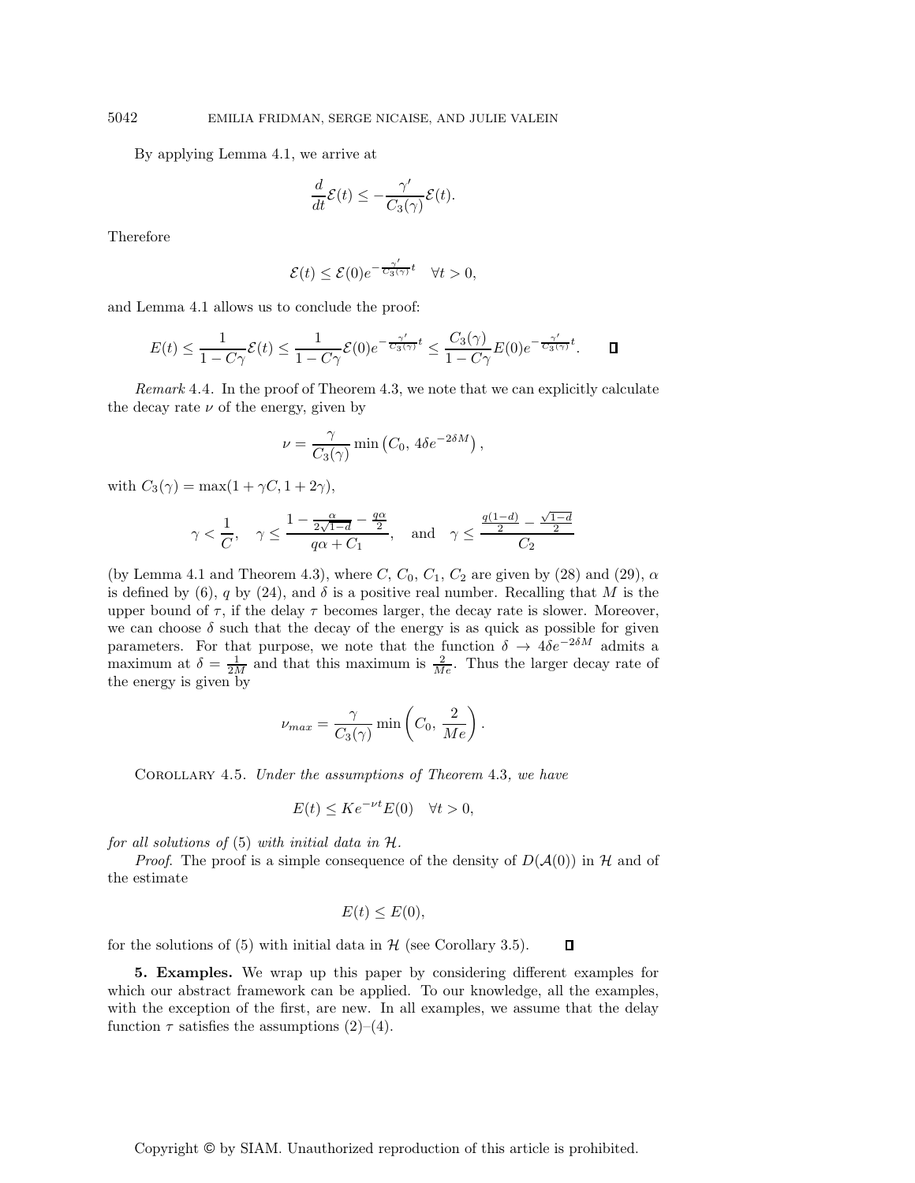By applying Lemma 4.1, we arrive at

$$\frac{d}{dt}\mathcal{E}(t) \leq -\frac{\gamma'}{C_3(\gamma)}\mathcal{E}(t).$$

Therefore

$$\mathcal{E}(t) \leq \mathcal{E}(0)e^{-\frac{\gamma'}{C_3(\gamma)}t} \quad \forall t > 0,$$

and Lemma 4.1 allows us to conclude the proof:

$$E(t) \leq \frac{1}{1 - C\gamma}\mathcal{E}(t) \leq \frac{1}{1 - C\gamma}\mathcal{E}(0)e^{-\frac{\gamma'}{C_3(\gamma)}t} \leq \frac{C_3(\gamma)}{1 - C\gamma}E(0)e^{-\frac{\gamma'}{C_3(\gamma)}t}. \qquad \square$$

*Remark* 4.4. In the proof of Theorem 4.3, we note that we can explicitly calculate the decay rate $\nu$ of the energy, given by

$$\nu = \frac{\gamma}{C_3(\gamma)} \min\left(C_0,\, 4\delta e^{-2\delta M}\right),$$

with $C_3(\gamma) = \max(1 + \gamma C, 1 + 2\gamma)$,

$$\gamma < \frac{1}{C}, \quad \gamma \leq \frac{1 - \frac{\alpha}{2\sqrt{1-d}} - \frac{q\alpha}{2}}{q\alpha + C_1}, \quad \text{and} \quad \gamma \leq \frac{\frac{q(1-d)}{2} - \frac{\sqrt{1-d}}{2}}{C_2}$$

(by Lemma 4.1 and Theorem 4.3), where $C$, $C_0$, $C_1$, $C_2$ are given by (28) and (29), $\alpha$ is defined by (6), $q$ by (24), and $\delta$ is a positive real number. Recalling that $M$ is the upper bound of $\tau$, if the delay $\tau$ becomes larger, the decay rate is slower. Moreover, we can choose $\delta$ such that the decay of the energy is as quick as possible for given parameters. For that purpose, we note that the function $\delta \to 4\delta e^{-2\delta M}$ admits a maximum at $\delta = \frac{1}{2M}$ and that this maximum is $\frac{2}{Me}$. Thus the larger decay rate of the energy is given by

$$\nu_{max} = \frac{\gamma}{C_3(\gamma)} \min\left(C_0,\, \frac{2}{Me}\right).$$

Corollary 4.5. *Under the assumptions of Theorem* 4.3*, we have*

$$E(t) \leq Ke^{-\nu t}E(0) \quad \forall t > 0,$$

*for all solutions of* (5) *with initial data in* $\mathcal{H}$.

*Proof*. The proof is a simple consequence of the density of $D(\mathcal{A}(0))$ in $\mathcal{H}$ and of the estimate

$$E(t) \leq E(0),$$

for the solutions of (5) with initial data in $\mathcal{H}$ (see Corollary 3.5). $\square$

**5. Examples.** We wrap up this paper by considering different examples for which our abstract framework can be applied. To our knowledge, all the examples, with the exception of the first, are new. In all examples, we assume that the delay function $\tau$ satisfies the assumptions (2)–(4).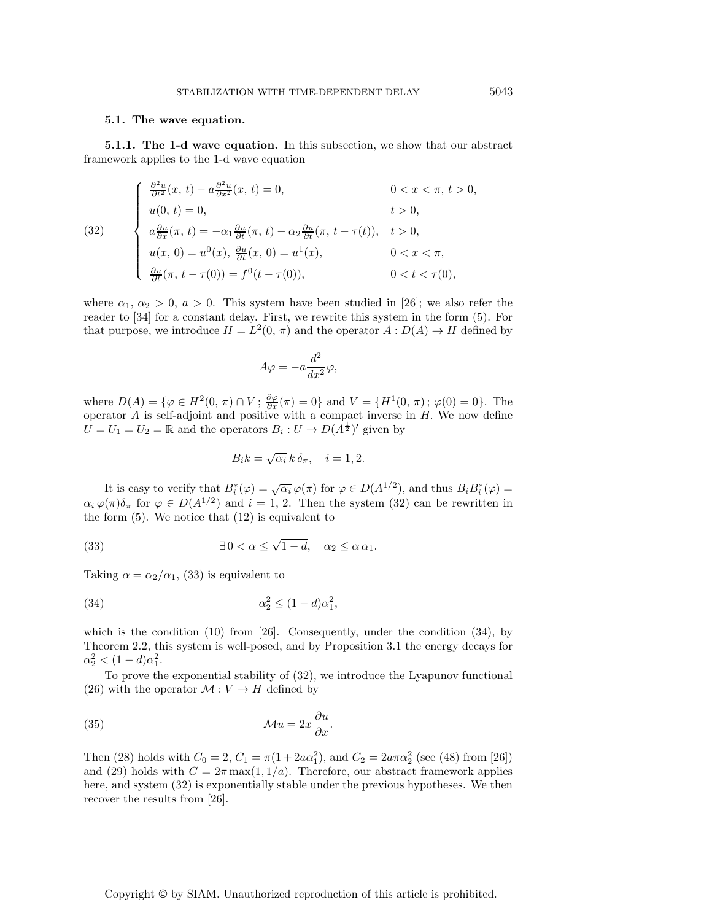### 5.1. The wave equation.

**5.1.1. The 1-d wave equation.** In this subsection, we show that our abstract framework applies to the 1-d wave equation

$$
(32)\qquad \begin{cases} \frac{\partial^2 u}{\partial t^2}(x,\,t) - a\frac{\partial^2 u}{\partial x^2}(x,\,t) = 0, & 0 < x < \pi,\ t > 0, \\ u(0,\,t) = 0, & t > 0, \\ a\frac{\partial u}{\partial x}(\pi,\,t) = -\alpha_1 \frac{\partial u}{\partial t}(\pi,\,t) - \alpha_2 \frac{\partial u}{\partial t}(\pi,\,t-\tau(t)), & t > 0, \\ u(x,\,0) = u^0(x),\ \frac{\partial u}{\partial t}(x,\,0) = u^1(x), & 0 < x < \pi, \\ \frac{\partial u}{\partial t}(\pi,\,t-\tau(0)) = f^0(t-\tau(0)), & 0 < t < \tau(0), \end{cases}
$$

where $\alpha_1,\,\alpha_2 > 0$, $a > 0$. This system have been studied in [26]; we also refer the reader to [34] for a constant delay. First, we rewrite this system in the form (5). For that purpose, we introduce $H = L^2(0,\,\pi)$ and the operator $A : D(A) \to H$ defined by

$$
A\varphi = -a\frac{d^2}{dx^2}\varphi,
$$

where $D(A) = \{\varphi \in H^2(0,\,\pi) \cap V\,;\, \frac{\partial \varphi}{\partial x}(\pi) = 0\}$ and $V = \{H^1(0,\,\pi)\,;\, \varphi(0) = 0\}$. The operator $A$ is self-adjoint and positive with a compact inverse in $H$. We now define $U = U_1 = U_2 = \mathbb{R}$ and the operators $B_i : U \to D(A^{\frac{1}{2}})'$ given by

$$
B_i k = \sqrt{\alpha_i}\, k\, \delta_\pi, \quad i = 1, 2.
$$

It is easy to verify that $B_i^*(\varphi) = \sqrt{\alpha_i}\,\varphi(\pi)$ for $\varphi \in D(A^{1/2})$, and thus $B_i B_i^*(\varphi) = \alpha_i\,\varphi(\pi)\delta_\pi$ for $\varphi \in D(A^{1/2})$ and $i = 1,\,2$. Then the system (32) can be rewritten in the form (5). We notice that (12) is equivalent to

$$
(33)\qquad \exists\, 0 < \alpha \le \sqrt{1-d}, \quad \alpha_2 \le \alpha\,\alpha_1.
$$

Taking $\alpha = \alpha_2/\alpha_1$, (33) is equivalent to

$$
(34)\qquad \alpha_2^2 \le (1-d)\alpha_1^2,
$$

which is the condition (10) from [26]. Consequently, under the condition (34), by Theorem 2.2, this system is well-posed, and by Proposition 3.1 the energy decays for $\alpha_2^2 < (1-d)\alpha_1^2$.

To prove the exponential stability of (32), we introduce the Lyapunov functional (26) with the operator $\mathcal{M} : V \to H$ defined by

$$
(35)\qquad \mathcal{M}u = 2x\,\frac{\partial u}{\partial x}.
$$

Then (28) holds with $C_0 = 2$, $C_1 = \pi(1 + 2a\alpha_1^2)$, and $C_2 = 2a\pi\alpha_2^2$ (see (48) from [26]) and (29) holds with $C = 2\pi \max(1, 1/a)$. Therefore, our abstract framework applies here, and system (32) is exponentially stable under the previous hypotheses. We then recover the results from [26].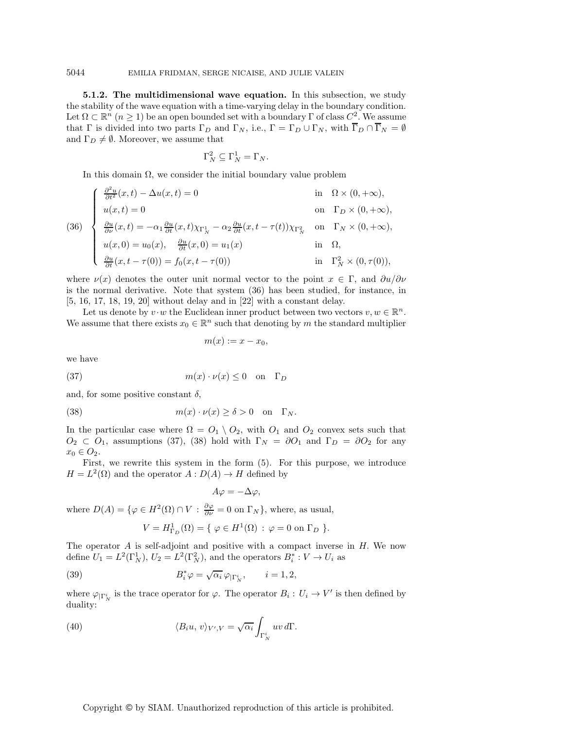**5.1.2. The multidimensional wave equation.** In this subsection, we study the stability of the wave equation with a time-varying delay in the boundary condition. Let $\Omega \subset \mathbb{R}^n$ ($n \geq 1$) be an open bounded set with a boundary $\Gamma$ of class $C^2$. We assume that $\Gamma$ is divided into two parts $\Gamma_D$ and $\Gamma_N$, i.e., $\Gamma = \Gamma_D \cup \Gamma_N$, with $\overline{\Gamma}_D \cap \overline{\Gamma}_N = \emptyset$ and $\Gamma_D \neq \emptyset$. Moreover, we assume that

$$\Gamma_N^2 \subseteq \Gamma_N^1 = \Gamma_N.$$

In this domain $\Omega$, we consider the initial boundary value problem

$$(36) \quad \begin{cases} \frac{\partial^2 u}{\partial t^2}(x,t) - \Delta u(x,t) = 0 & \text{in} \quad \Omega \times (0, +\infty), \\ u(x,t) = 0 & \text{on} \quad \Gamma_D \times (0, +\infty), \\ \frac{\partial u}{\partial \nu}(x,t) = -\alpha_1 \frac{\partial u}{\partial t}(x,t)\chi_{\Gamma_N^1} - \alpha_2 \frac{\partial u}{\partial t}(x, t-\tau(t))\chi_{\Gamma_N^2} & \text{on} \quad \Gamma_N \times (0, +\infty), \\ u(x,0) = u_0(x), \quad \frac{\partial u}{\partial t}(x,0) = u_1(x) & \text{in} \quad \Omega, \\ \frac{\partial u}{\partial t}(x, t-\tau(0)) = f_0(x, t-\tau(0)) & \text{in} \quad \Gamma_N^2 \times (0, \tau(0)), \end{cases}$$

where $\nu(x)$ denotes the outer unit normal vector to the point $x \in \Gamma$, and $\partial u / \partial \nu$ is the normal derivative. Note that system (36) has been studied, for instance, in [5, 16, 17, 18, 19, 20] without delay and in [22] with a constant delay.

Let us denote by $v \cdot w$ the Euclidean inner product between two vectors $v, w \in \mathbb{R}^n$. We assume that there exists $x_0 \in \mathbb{R}^n$ such that denoting by $m$ the standard multiplier

$$m(x) := x - x_0,$$

we have

$$(37) \qquad m(x) \cdot \nu(x) \leq 0 \quad \text{on} \quad \Gamma_D$$

and, for some positive constant $\delta$,

$$(38) \qquad m(x) \cdot \nu(x) \geq \delta > 0 \quad \text{on} \quad \Gamma_N.$$

In the particular case where $\Omega = O_1 \setminus O_2$, with $O_1$ and $O_2$ convex sets such that $O_2 \subset O_1$, assumptions (37), (38) hold with $\Gamma_N = \partial O_1$ and $\Gamma_D = \partial O_2$ for any $x_0 \in O_2$.

First, we rewrite this system in the form (5). For this purpose, we introduce $H = L^2(\Omega)$ and the operator $A : D(A) \to H$ defined by

$$A\varphi = -\Delta \varphi,$$

where $D(A) = \{\varphi \in H^2(\Omega) \cap V \,:\, \frac{\partial \varphi}{\partial \nu} = 0 \text{ on } \Gamma_N\}$, where, as usual,

$$V = H^1_{\Gamma_D}(\Omega) = \{\, \varphi \in H^1(\Omega) \,:\, \varphi = 0 \text{ on } \Gamma_D \,\}.$$

The operator $A$ is self-adjoint and positive with a compact inverse in $H$. We now define $U_1 = L^2(\Gamma_N^1)$, $U_2 = L^2(\Gamma_N^2)$, and the operators $B_i^* : V \to U_i$ as

$$(39) \qquad B_i^* \varphi = \sqrt{\alpha_i}\, \varphi_{|\Gamma_N^i}, \qquad i = 1, 2,$$

where $\varphi_{|\Gamma_N^i}$ is the trace operator for $\varphi$. The operator $B_i : U_i \to V'$ is then defined by duality:

$$(40) \qquad \langle B_i u,\, v \rangle_{V',V} = \sqrt{\alpha_i} \int_{\Gamma_N^i} uv \, d\Gamma.$$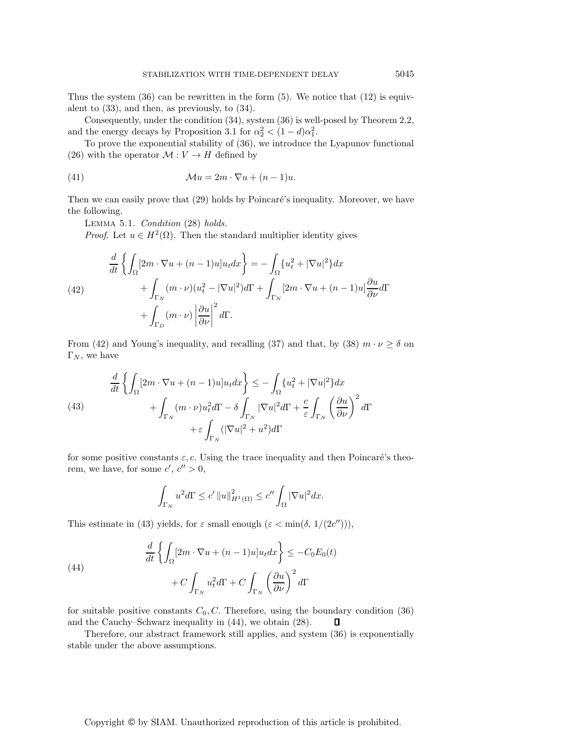Thus the system (36) can be rewritten in the form (5). We notice that (12) is equivalent to (33), and then, as previously, to (34).

Consequently, under the condition (34), system (36) is well-posed by Theorem 2.2, and the energy decays by Proposition 3.1 for $\alpha_2^2 < (1-d)\alpha_1^2$.

To prove the exponential stability of (36), we introduce the Lyapunov functional (26) with the operator $\mathcal{M} : V \to H$ defined by

$$\mathcal{M}u = 2m \cdot \nabla u + (n-1)u. \tag{41}$$

Then we can easily prove that (29) holds by Poincaré's inequality. Moreover, we have the following.

Lemma 5.1. *Condition* (28) *holds.*

*Proof.* Let $u \in H^2(\Omega)$. Then the standard multiplier identity gives

$$\begin{aligned} \frac{d}{dt}\left\{ \int_\Omega [2m \cdot \nabla u + (n-1)u]u_t dx \right\} &= -\int_\Omega \{u_t^2 + |\nabla u|^2\} dx \\ &+ \int_{\Gamma_N} (m \cdot \nu)(u_t^2 - |\nabla u|^2) d\Gamma + \int_{\Gamma_N} [2m \cdot \nabla u + (n-1)u] \frac{\partial u}{\partial \nu} d\Gamma \\ &+ \int_{\Gamma_D} (m \cdot \nu) \left| \frac{\partial u}{\partial \nu} \right|^2 d\Gamma. \end{aligned} \tag{42}$$

From (42) and Young's inequality, and recalling (37) and that, by (38) $m \cdot \nu \geq \delta$ on $\Gamma_N$, we have

$$\begin{aligned} \frac{d}{dt}\left\{ \int_\Omega [2m \cdot \nabla u + (n-1)u]u_t dx \right\} &\leq -\int_\Omega \{u_t^2 + |\nabla u|^2\} dx \\ &+ \int_{\Gamma_N} (m \cdot \nu) u_t^2 d\Gamma - \delta \int_{\Gamma_N} |\nabla u|^2 d\Gamma + \frac{c}{\varepsilon} \int_{\Gamma_N} \left( \frac{\partial u}{\partial \nu} \right)^2 d\Gamma \\ &+ \varepsilon \int_{\Gamma_N} (|\nabla u|^2 + u^2) d\Gamma \end{aligned} \tag{43}$$

for some positive constants $\varepsilon, c$. Using the trace inequality and then Poincaré's theorem, we have, for some $c'$, $c'' > 0$,

$$\int_{\Gamma_N} u^2 d\Gamma \leq c' \|u\|^2_{H^1(\Omega)} \leq c'' \int_\Omega |\nabla u|^2 dx.$$

This estimate in (43) yields, for $\varepsilon$ small enough ($\varepsilon < \min(\delta, 1/(2c''))$),

$$\begin{aligned} \frac{d}{dt}\left\{ \int_\Omega [2m \cdot \nabla u + (n-1)u]u_t dx \right\} &\leq -C_0 E_0(t) \\ &+ C \int_{\Gamma_N} u_t^2 d\Gamma + C \int_{\Gamma_N} \left( \frac{\partial u}{\partial \nu} \right)^2 d\Gamma \end{aligned} \tag{44}$$

for suitable positive constants $C_0, C$. Therefore, using the boundary condition (36) and the Cauchy–Schwarz inequality in (44), we obtain (28). ∎

Therefore, our abstract framework still applies, and system (36) is exponentially stable under the above assumptions.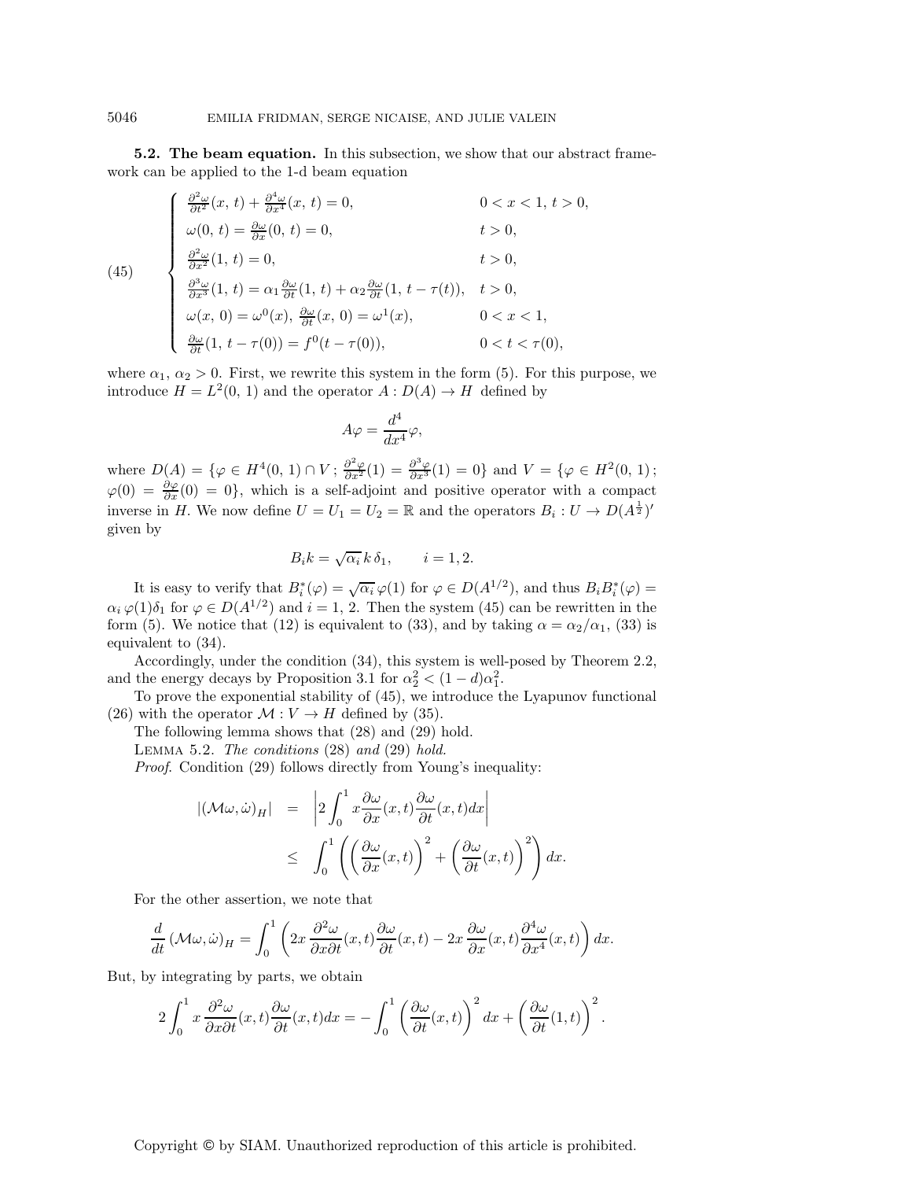**5.2. The beam equation.** In this subsection, we show that our abstract framework can be applied to the 1-d beam equation

$$
(45)\qquad \begin{cases}
\frac{\partial^2 \omega}{\partial t^2}(x,\,t) + \frac{\partial^4 \omega}{\partial x^4}(x,\,t) = 0, & 0 < x < 1,\ t > 0,\\
\omega(0,\,t) = \frac{\partial \omega}{\partial x}(0,\,t) = 0, & t > 0,\\
\frac{\partial^2 \omega}{\partial x^2}(1,\,t) = 0, & t > 0,\\
\frac{\partial^3 \omega}{\partial x^3}(1,\,t) = \alpha_1 \frac{\partial \omega}{\partial t}(1,\,t) + \alpha_2 \frac{\partial \omega}{\partial t}(1,\,t - \tau(t)), & t > 0,\\
\omega(x,\,0) = \omega^0(x),\ \frac{\partial \omega}{\partial t}(x,\,0) = \omega^1(x), & 0 < x < 1,\\
\frac{\partial \omega}{\partial t}(1,\,t - \tau(0)) = f^0(t - \tau(0)), & 0 < t < \tau(0),
\end{cases}
$$

where $\alpha_1,\,\alpha_2 > 0$. First, we rewrite this system in the form (5). For this purpose, we introduce $H = L^2(0,\,1)$ and the operator $A : D(A) \to H$ defined by

$$
A\varphi = \frac{d^4}{dx^4}\varphi,
$$

where $D(A) = \{\varphi \in H^4(0,\,1) \cap V\,;\, \frac{\partial^2 \varphi}{\partial x^2}(1) = \frac{\partial^3 \varphi}{\partial x^3}(1) = 0\}$ and $V = \{\varphi \in H^2(0,\,1)\,;\, \varphi(0) = \frac{\partial \varphi}{\partial x}(0) = 0\}$, which is a self-adjoint and positive operator with a compact inverse in $H$. We now define $U = U_1 = U_2 = \mathbb{R}$ and the operators $B_i : U \to D(A^{\frac{1}{2}})'$ given by

$$
B_i k = \sqrt{\alpha_i}\, k\, \delta_1, \qquad i = 1, 2.
$$

It is easy to verify that $B_i^*(\varphi) = \sqrt{\alpha_i}\,\varphi(1)$ for $\varphi \in D(A^{1/2})$, and thus $B_i B_i^*(\varphi) = \alpha_i\,\varphi(1)\delta_1$ for $\varphi \in D(A^{1/2})$ and $i = 1,\,2$. Then the system (45) can be rewritten in the form (5). We notice that (12) is equivalent to (33), and by taking $\alpha = \alpha_2/\alpha_1$, (33) is equivalent to (34).

Accordingly, under the condition (34), this system is well-posed by Theorem 2.2, and the energy decays by Proposition 3.1 for $\alpha_2^2 < (1-d)\alpha_1^2$.

To prove the exponential stability of (45), we introduce the Lyapunov functional (26) with the operator $\mathcal{M} : V \to H$ defined by (35).

The following lemma shows that (28) and (29) hold.

Lemma 5.2. *The conditions* (28) *and* (29) *hold.*

*Proof.* Condition (29) follows directly from Young's inequality:

$$
\begin{aligned}
|(\mathcal{M}\omega, \dot{\omega})_H| &= \left| 2\int_0^1 x \frac{\partial \omega}{\partial x}(x,t) \frac{\partial \omega}{\partial t}(x,t) dx \right| \\
&\leq \int_0^1 \left( \left( \frac{\partial \omega}{\partial x}(x,t) \right)^2 + \left( \frac{\partial \omega}{\partial t}(x,t) \right)^2 \right) dx.
\end{aligned}
$$

For the other assertion, we note that

$$
\frac{d}{dt}\left(\mathcal{M}\omega, \dot{\omega}\right)_H = \int_0^1 \left( 2x \frac{\partial^2 \omega}{\partial x \partial t}(x,t) \frac{\partial \omega}{\partial t}(x,t) - 2x \frac{\partial \omega}{\partial x}(x,t) \frac{\partial^4 \omega}{\partial x^4}(x,t) \right) dx.
$$

But, by integrating by parts, we obtain

$$
2\int_0^1 x \frac{\partial^2 \omega}{\partial x \partial t}(x,t) \frac{\partial \omega}{\partial t}(x,t) dx = -\int_0^1 \left( \frac{\partial \omega}{\partial t}(x,t) \right)^2 dx + \left( \frac{\partial \omega}{\partial t}(1,t) \right)^2.
$$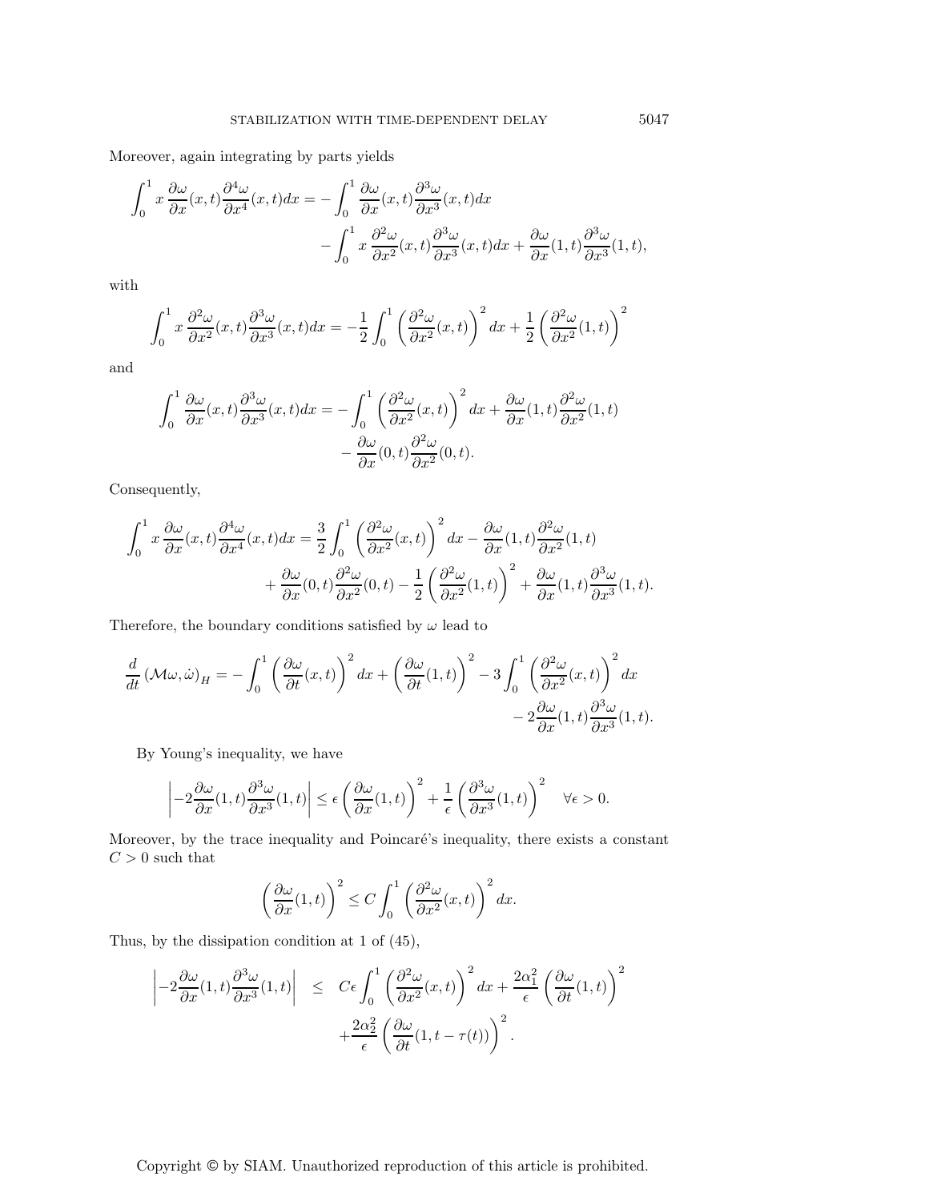Moreover, again integrating by parts yields

$$
\begin{aligned}
\int_0^1 x\,\frac{\partial \omega}{\partial x}(x,t)\frac{\partial^4 \omega}{\partial x^4}(x,t)dx = &-\int_0^1 \frac{\partial \omega}{\partial x}(x,t)\frac{\partial^3 \omega}{\partial x^3}(x,t)dx \\
&-\int_0^1 x\,\frac{\partial^2 \omega}{\partial x^2}(x,t)\frac{\partial^3 \omega}{\partial x^3}(x,t)dx + \frac{\partial \omega}{\partial x}(1,t)\frac{\partial^3 \omega}{\partial x^3}(1,t),
\end{aligned}
$$

with

$$
\int_0^1 x\,\frac{\partial^2 \omega}{\partial x^2}(x,t)\frac{\partial^3 \omega}{\partial x^3}(x,t)dx = -\frac{1}{2}\int_0^1 \left(\frac{\partial^2 \omega}{\partial x^2}(x,t)\right)^2 dx + \frac{1}{2}\left(\frac{\partial^2 \omega}{\partial x^2}(1,t)\right)^2
$$

and

$$
\begin{aligned}
\int_0^1 \frac{\partial \omega}{\partial x}(x,t)\frac{\partial^3 \omega}{\partial x^3}(x,t)dx = &-\int_0^1 \left(\frac{\partial^2 \omega}{\partial x^2}(x,t)\right)^2 dx + \frac{\partial \omega}{\partial x}(1,t)\frac{\partial^2 \omega}{\partial x^2}(1,t) \\
&-\frac{\partial \omega}{\partial x}(0,t)\frac{\partial^2 \omega}{\partial x^2}(0,t).
\end{aligned}
$$

Consequently,

$$
\begin{aligned}
\int_0^1 x\,\frac{\partial \omega}{\partial x}(x,t)\frac{\partial^4 \omega}{\partial x^4}(x,t)dx = &\frac{3}{2}\int_0^1 \left(\frac{\partial^2 \omega}{\partial x^2}(x,t)\right)^2 dx - \frac{\partial \omega}{\partial x}(1,t)\frac{\partial^2 \omega}{\partial x^2}(1,t) \\
&+\frac{\partial \omega}{\partial x}(0,t)\frac{\partial^2 \omega}{\partial x^2}(0,t) - \frac{1}{2}\left(\frac{\partial^2 \omega}{\partial x^2}(1,t)\right)^2 + \frac{\partial \omega}{\partial x}(1,t)\frac{\partial^3 \omega}{\partial x^3}(1,t).
\end{aligned}
$$

Therefore, the boundary conditions satisfied by $\omega$ lead to

$$
\begin{aligned}
\frac{d}{dt}\left(\mathcal{M}\omega,\dot{\omega}\right)_H = &-\int_0^1 \left(\frac{\partial \omega}{\partial t}(x,t)\right)^2 dx + \left(\frac{\partial \omega}{\partial t}(1,t)\right)^2 - 3\int_0^1 \left(\frac{\partial^2 \omega}{\partial x^2}(x,t)\right)^2 dx \\
&-2\frac{\partial \omega}{\partial x}(1,t)\frac{\partial^3 \omega}{\partial x^3}(1,t).
\end{aligned}
$$

By Young's inequality, we have

$$
\left|-2\frac{\partial \omega}{\partial x}(1,t)\frac{\partial^3 \omega}{\partial x^3}(1,t)\right| \le \epsilon\left(\frac{\partial \omega}{\partial x}(1,t)\right)^2 + \frac{1}{\epsilon}\left(\frac{\partial^3 \omega}{\partial x^3}(1,t)\right)^2 \quad \forall \epsilon > 0.
$$

Moreover, by the trace inequality and Poincaré's inequality, there exists a constant $C > 0$ such that

$$
\left(\frac{\partial \omega}{\partial x}(1,t)\right)^2 \le C\int_0^1 \left(\frac{\partial^2 \omega}{\partial x^2}(x,t)\right)^2 dx.
$$

Thus, by the dissipation condition at 1 of (45),

$$
\begin{aligned}
\left|-2\frac{\partial \omega}{\partial x}(1,t)\frac{\partial^3 \omega}{\partial x^3}(1,t)\right| \le\ & C\epsilon\int_0^1 \left(\frac{\partial^2 \omega}{\partial x^2}(x,t)\right)^2 dx + \frac{2\alpha_1^2}{\epsilon}\left(\frac{\partial \omega}{\partial t}(1,t)\right)^2 \\
&+\frac{2\alpha_2^2}{\epsilon}\left(\frac{\partial \omega}{\partial t}(1,t-\tau(t))\right)^2.
\end{aligned}
$$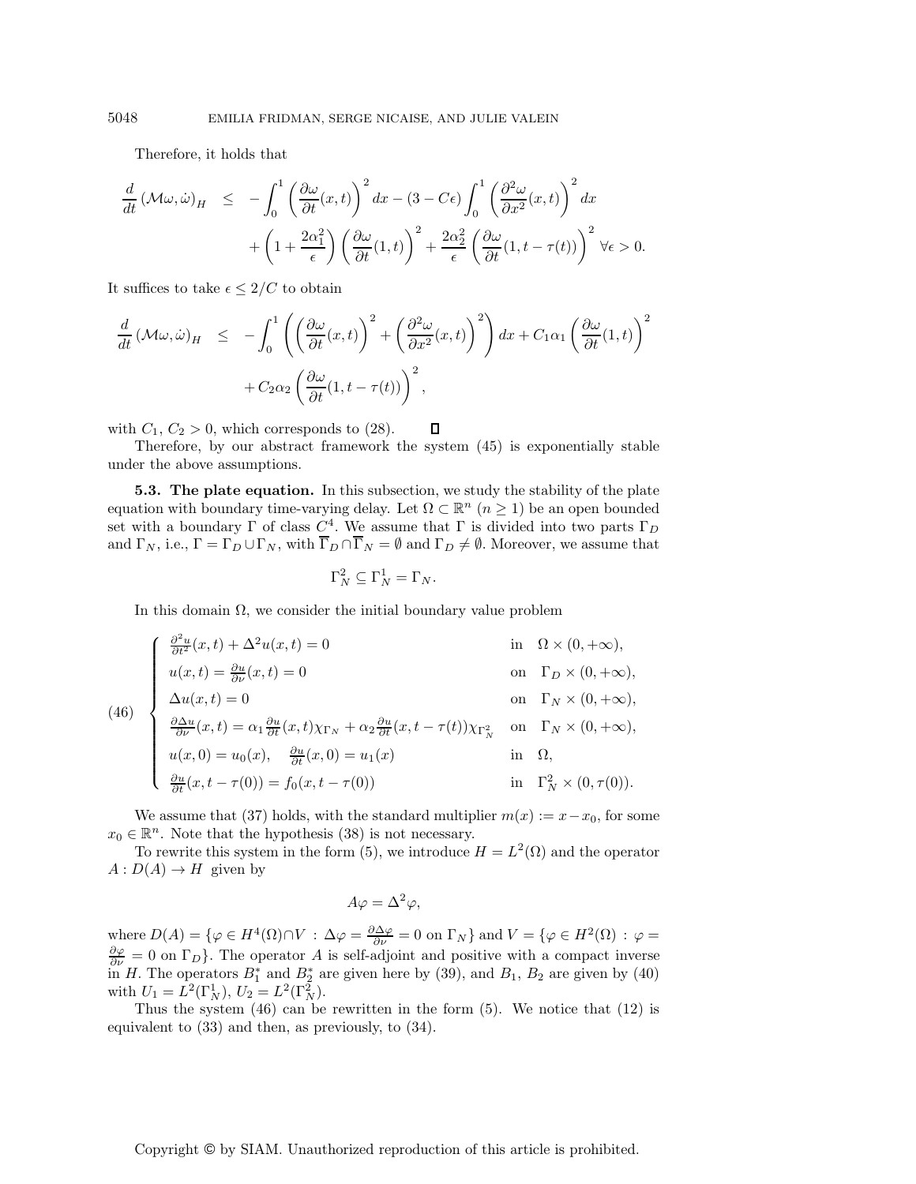Therefore, it holds that

$$\frac{d}{dt}(\mathcal{M}\omega, \dot{\omega})_H \leq -\int_0^1 \left(\frac{\partial \omega}{\partial t}(x,t)\right)^2 dx - (3 - C\epsilon)\int_0^1 \left(\frac{\partial^2 \omega}{\partial x^2}(x,t)\right)^2 dx + \left(1 + \frac{2\alpha_1^2}{\epsilon}\right)\left(\frac{\partial \omega}{\partial t}(1,t)\right)^2 + \frac{2\alpha_2^2}{\epsilon}\left(\frac{\partial \omega}{\partial t}(1, t-\tau(t))\right)^2 \ \forall \epsilon > 0.$$

It suffices to take $\epsilon \leq 2/C$ to obtain

$$\frac{d}{dt}(\mathcal{M}\omega, \dot{\omega})_H \leq -\int_0^1 \left(\left(\frac{\partial \omega}{\partial t}(x,t)\right)^2 + \left(\frac{\partial^2 \omega}{\partial x^2}(x,t)\right)^2\right) dx + C_1\alpha_1 \left(\frac{\partial \omega}{\partial t}(1,t)\right)^2 + C_2\alpha_2 \left(\frac{\partial \omega}{\partial t}(1, t-\tau(t))\right)^2,$$

with $C_1$, $C_2 > 0$, which corresponds to (28). $\square$

Therefore, by our abstract framework the system (45) is exponentially stable under the above assumptions.

**5.3. The plate equation.** In this subsection, we study the stability of the plate equation with boundary time-varying delay. Let $\Omega \subset \mathbb{R}^n$ $(n \geq 1)$ be an open bounded set with a boundary $\Gamma$ of class $C^4$. We assume that $\Gamma$ is divided into two parts $\Gamma_D$ and $\Gamma_N$, i.e., $\Gamma = \Gamma_D \cup \Gamma_N$, with $\overline{\Gamma}_D \cap \overline{\Gamma}_N = \emptyset$ and $\Gamma_D \neq \emptyset$. Moreover, we assume that

$$\Gamma_N^2 \subseteq \Gamma_N^1 = \Gamma_N.$$

In this domain $\Omega$, we consider the initial boundary value problem

$$(46) \quad \begin{cases} \frac{\partial^2 u}{\partial t^2}(x,t) + \Delta^2 u(x,t) = 0 & \text{in} \quad \Omega \times (0, +\infty), \\ u(x,t) = \frac{\partial u}{\partial \nu}(x,t) = 0 & \text{on} \quad \Gamma_D \times (0, +\infty), \\ \Delta u(x,t) = 0 & \text{on} \quad \Gamma_N \times (0, +\infty), \\ \frac{\partial \Delta u}{\partial \nu}(x,t) = \alpha_1 \frac{\partial u}{\partial t}(x,t)\chi_{\Gamma_N} + \alpha_2 \frac{\partial u}{\partial t}(x, t-\tau(t))\chi_{\Gamma_N^2} & \text{on} \quad \Gamma_N \times (0, +\infty), \\ u(x,0) = u_0(x), \quad \frac{\partial u}{\partial t}(x,0) = u_1(x) & \text{in} \quad \Omega, \\ \frac{\partial u}{\partial t}(x, t-\tau(0)) = f_0(x, t-\tau(0)) & \text{in} \quad \Gamma_N^2 \times (0, \tau(0)). \end{cases}$$

We assume that (37) holds, with the standard multiplier $m(x) := x - x_0$, for some $x_0 \in \mathbb{R}^n$. Note that the hypothesis (38) is not necessary.

To rewrite this system in the form (5), we introduce $H = L^2(\Omega)$ and the operator $A : D(A) \to H$ given by

$$A\varphi = \Delta^2 \varphi,$$

where $D(A) = \{\varphi \in H^4(\Omega) \cap V : \Delta\varphi = \frac{\partial \Delta \varphi}{\partial \nu} = 0 \text{ on } \Gamma_N\}$ and $V = \{\varphi \in H^2(\Omega) : \varphi = \frac{\partial \varphi}{\partial \nu} = 0 \text{ on } \Gamma_D\}$. The operator $A$ is self-adjoint and positive with a compact inverse in $H$. The operators $B_1^*$ and $B_2^*$ are given here by (39), and $B_1$, $B_2$ are given by (40) with $U_1 = L^2(\Gamma_N^1)$, $U_2 = L^2(\Gamma_N^2)$.

Thus the system (46) can be rewritten in the form (5). We notice that (12) is equivalent to (33) and then, as previously, to (34).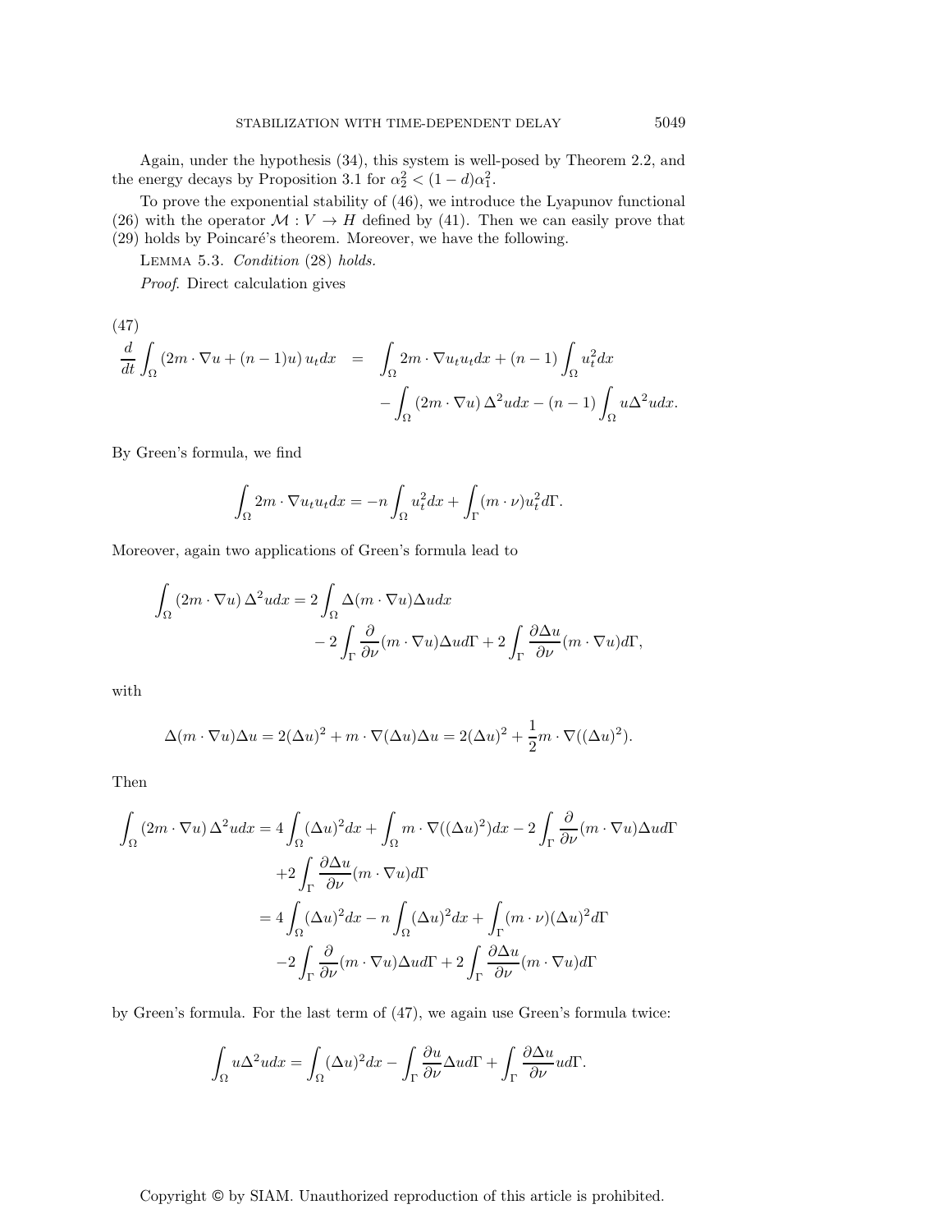Again, under the hypothesis (34), this system is well-posed by Theorem 2.2, and the energy decays by Proposition 3.1 for $\alpha_2^2 < (1-d)\alpha_1^2$.

To prove the exponential stability of (46), we introduce the Lyapunov functional (26) with the operator $\mathcal{M} : V \to H$ defined by (41). Then we can easily prove that (29) holds by Poincaré's theorem. Moreover, we have the following.

Lemma 5.3. *Condition* (28) *holds.*

*Proof.* Direct calculation gives

(47)

$$
\begin{aligned}
\frac{d}{dt}\int_\Omega (2m\cdot\nabla u + (n-1)u)\, u_t dx \quad &= \quad \int_\Omega 2m\cdot\nabla u_t u_t dx + (n-1)\int_\Omega u_t^2 dx \\
&\quad - \int_\Omega (2m\cdot\nabla u)\,\Delta^2 u dx - (n-1)\int_\Omega u\Delta^2 u dx.
\end{aligned}
$$

By Green's formula, we find

$$
\int_\Omega 2m\cdot\nabla u_t u_t dx = -n\int_\Omega u_t^2 dx + \int_\Gamma (m\cdot\nu)u_t^2 d\Gamma.
$$

Moreover, again two applications of Green's formula lead to

$$
\begin{aligned}
\int_\Omega (2m\cdot\nabla u)\,\Delta^2 u dx = 2\int_\Omega \Delta(m\cdot\nabla u)\Delta u dx \\
- 2\int_\Gamma \frac{\partial}{\partial\nu}(m\cdot\nabla u)\Delta u d\Gamma + 2\int_\Gamma \frac{\partial \Delta u}{\partial\nu}(m\cdot\nabla u) d\Gamma,
\end{aligned}
$$

with

$$
\Delta(m\cdot\nabla u)\Delta u = 2(\Delta u)^2 + m\cdot\nabla(\Delta u)\Delta u = 2(\Delta u)^2 + \frac{1}{2}m\cdot\nabla((\Delta u)^2).
$$

Then

$$
\begin{aligned}
\int_\Omega (2m\cdot\nabla u)\,\Delta^2 u dx &= 4\int_\Omega (\Delta u)^2 dx + \int_\Omega m\cdot\nabla((\Delta u)^2) dx - 2\int_\Gamma \frac{\partial}{\partial\nu}(m\cdot\nabla u)\Delta u d\Gamma \\
&\quad + 2\int_\Gamma \frac{\partial\Delta u}{\partial\nu}(m\cdot\nabla u) d\Gamma \\
&= 4\int_\Omega (\Delta u)^2 dx - n\int_\Omega (\Delta u)^2 dx + \int_\Gamma (m\cdot\nu)(\Delta u)^2 d\Gamma \\
&\quad - 2\int_\Gamma \frac{\partial}{\partial\nu}(m\cdot\nabla u)\Delta u d\Gamma + 2\int_\Gamma \frac{\partial\Delta u}{\partial\nu}(m\cdot\nabla u) d\Gamma
\end{aligned}
$$

by Green's formula. For the last term of (47), we again use Green's formula twice:

$$
\int_\Omega u\Delta^2 u dx = \int_\Omega (\Delta u)^2 dx - \int_\Gamma \frac{\partial u}{\partial\nu}\Delta u d\Gamma + \int_\Gamma \frac{\partial\Delta u}{\partial\nu} u d\Gamma.
$$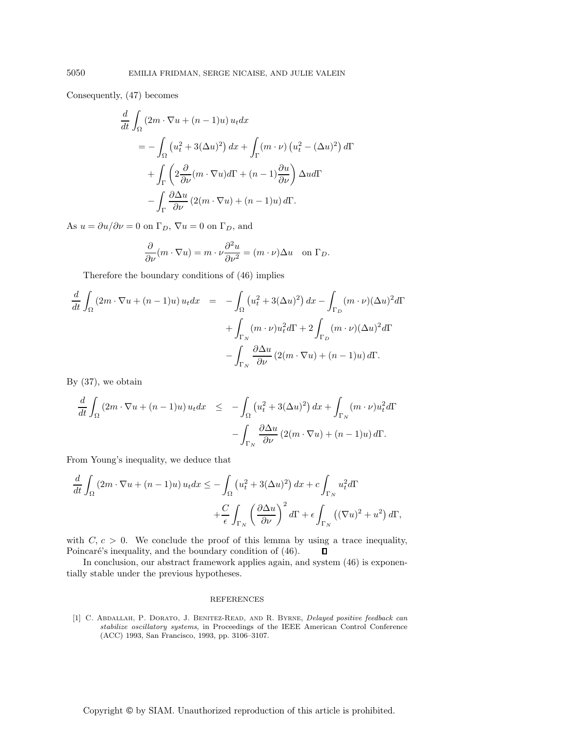Consequently, (47) becomes

$$
\begin{aligned}
&\frac{d}{dt}\int_\Omega (2m\cdot\nabla u + (n-1)u)\, u_t dx \\
&\quad = -\int_\Omega \left(u_t^2 + 3(\Delta u)^2\right) dx + \int_\Gamma (m\cdot\nu)\left(u_t^2 - (\Delta u)^2\right) d\Gamma \\
&\qquad + \int_\Gamma \left(2\frac{\partial}{\partial\nu}(m\cdot\nabla u) d\Gamma + (n-1)\frac{\partial u}{\partial\nu}\right)\Delta u d\Gamma \\
&\qquad - \int_\Gamma \frac{\partial\Delta u}{\partial\nu}\left(2(m\cdot\nabla u) + (n-1)u\right) d\Gamma.
\end{aligned}
$$

As $u = \partial u/\partial\nu = 0$ on $\Gamma_D$, $\nabla u = 0$ on $\Gamma_D$, and

$$
\frac{\partial}{\partial\nu}(m\cdot\nabla u) = m\cdot\nu\frac{\partial^2 u}{\partial\nu^2} = (m\cdot\nu)\Delta u \quad \text{on } \Gamma_D.
$$

Therefore the boundary conditions of (46) implies

$$
\begin{aligned}
\frac{d}{dt}\int_\Omega (2m\cdot\nabla u + (n-1)u)\, u_t dx &= -\int_\Omega \left(u_t^2 + 3(\Delta u)^2\right) dx - \int_{\Gamma_D}(m\cdot\nu)(\Delta u)^2 d\Gamma \\
&\quad + \int_{\Gamma_N}(m\cdot\nu)u_t^2 d\Gamma + 2\int_{\Gamma_D}(m\cdot\nu)(\Delta u)^2 d\Gamma \\
&\quad - \int_{\Gamma_N}\frac{\partial\Delta u}{\partial\nu}\left(2(m\cdot\nabla u) + (n-1)u\right) d\Gamma.
\end{aligned}
$$

By (37), we obtain

$$
\begin{aligned}
\frac{d}{dt}\int_\Omega (2m\cdot\nabla u + (n-1)u)\, u_t dx &\leq -\int_\Omega \left(u_t^2 + 3(\Delta u)^2\right) dx + \int_{\Gamma_N}(m\cdot\nu)u_t^2 d\Gamma \\
&\quad - \int_{\Gamma_N}\frac{\partial\Delta u}{\partial\nu}\left(2(m\cdot\nabla u) + (n-1)u\right) d\Gamma.
\end{aligned}
$$

From Young's inequality, we deduce that

$$
\begin{aligned}
\frac{d}{dt}\int_\Omega (2m\cdot\nabla u + (n-1)u)\, u_t dx &\leq -\int_\Omega \left(u_t^2 + 3(\Delta u)^2\right) dx + c\int_{\Gamma_N} u_t^2 d\Gamma \\
&\quad + \frac{C}{\epsilon}\int_{\Gamma_N}\left(\frac{\partial\Delta u}{\partial\nu}\right)^2 d\Gamma + \epsilon\int_{\Gamma_N}\left((\nabla u)^2 + u^2\right) d\Gamma,
\end{aligned}
$$

with $C, c > 0$. We conclude the proof of this lemma by using a trace inequality, Poincaré's inequality, and the boundary condition of (46). ∎

In conclusion, our abstract framework applies again, and system (46) is exponentially stable under the previous hypotheses.

## REFERENCES

[1] C. Abdallah, P. Dorato, J. Benitez-Read, and R. Byrne, *Delayed positive feedback can stabilize oscillatory systems*, in Proceedings of the IEEE American Control Conference (ACC) 1993, San Francisco, 1993, pp. 3106–3107.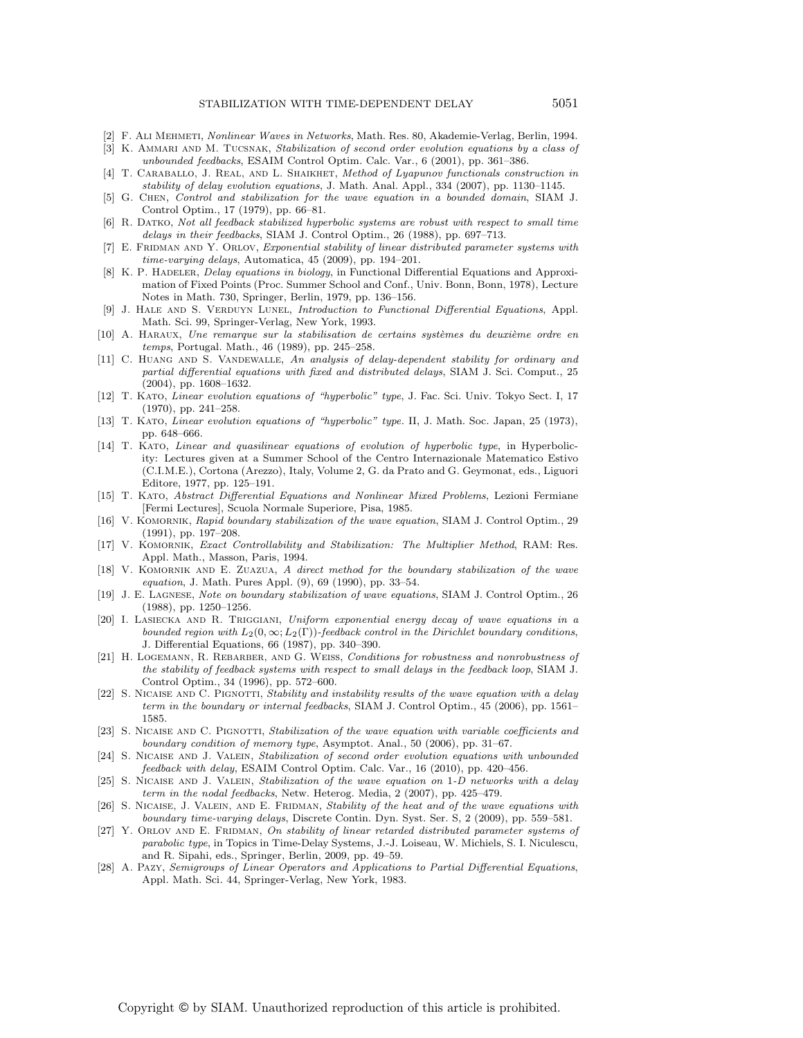[2] F. Ali Mehmeti, *Nonlinear Waves in Networks*, Math. Res. 80, Akademie-Verlag, Berlin, 1994.

[3] K. Ammari and M. Tucsnak, *Stabilization of second order evolution equations by a class of unbounded feedbacks*, ESAIM Control Optim. Calc. Var., 6 (2001), pp. 361–386.

[4] T. Caraballo, J. Real, and L. Shaikhet, *Method of Lyapunov functionals construction in stability of delay evolution equations*, J. Math. Anal. Appl., 334 (2007), pp. 1130–1145.

[5] G. Chen, *Control and stabilization for the wave equation in a bounded domain*, SIAM J. Control Optim., 17 (1979), pp. 66–81.

[6] R. Datko, *Not all feedback stabilized hyperbolic systems are robust with respect to small time delays in their feedbacks*, SIAM J. Control Optim., 26 (1988), pp. 697–713.

[7] E. Fridman and Y. Orlov, *Exponential stability of linear distributed parameter systems with time-varying delays*, Automatica, 45 (2009), pp. 194–201.

[8] K. P. Hadeler, *Delay equations in biology*, in Functional Differential Equations and Approximation of Fixed Points (Proc. Summer School and Conf., Univ. Bonn, Bonn, 1978), Lecture Notes in Math. 730, Springer, Berlin, 1979, pp. 136–156.

[9] J. Hale and S. Verduyn Lunel, *Introduction to Functional Differential Equations*, Appl. Math. Sci. 99, Springer-Verlag, New York, 1993.

[10] A. Haraux, *Une remarque sur la stabilisation de certains systèmes du deuxième ordre en temps*, Portugal. Math., 46 (1989), pp. 245–258.

[11] C. Huang and S. Vandewalle, *An analysis of delay-dependent stability for ordinary and partial differential equations with fixed and distributed delays*, SIAM J. Sci. Comput., 25 (2004), pp. 1608–1632.

[12] T. Kato, *Linear evolution equations of "hyperbolic" type*, J. Fac. Sci. Univ. Tokyo Sect. I, 17 (1970), pp. 241–258.

[13] T. Kato, *Linear evolution equations of "hyperbolic" type.* II, J. Math. Soc. Japan, 25 (1973), pp. 648–666.

[14] T. Kato, *Linear and quasilinear equations of evolution of hyperbolic type*, in Hyperbolicity: Lectures given at a Summer School of the Centro Internazionale Matematico Estivo (C.I.M.E.), Cortona (Arezzo), Italy, Volume 2, G. da Prato and G. Geymonat, eds., Liguori Editore, 1977, pp. 125–191.

[15] T. Kato, *Abstract Differential Equations and Nonlinear Mixed Problems*, Lezioni Fermiane [Fermi Lectures], Scuola Normale Superiore, Pisa, 1985.

[16] V. Komornik, *Rapid boundary stabilization of the wave equation*, SIAM J. Control Optim., 29 (1991), pp. 197–208.

[17] V. Komornik, *Exact Controllability and Stabilization: The Multiplier Method*, RAM: Res. Appl. Math., Masson, Paris, 1994.

[18] V. Komornik and E. Zuazua, *A direct method for the boundary stabilization of the wave equation*, J. Math. Pures Appl. (9), 69 (1990), pp. 33–54.

[19] J. E. Lagnese, *Note on boundary stabilization of wave equations*, SIAM J. Control Optim., 26 (1988), pp. 1250–1256.

[20] I. Lasiecka and R. Triggiani, *Uniform exponential energy decay of wave equations in a bounded region with $L_2(0,\infty; L_2(\Gamma))$-feedback control in the Dirichlet boundary conditions*, J. Differential Equations, 66 (1987), pp. 340–390.

[21] H. Logemann, R. Rebarber, and G. Weiss, *Conditions for robustness and nonrobustness of the stability of feedback systems with respect to small delays in the feedback loop*, SIAM J. Control Optim., 34 (1996), pp. 572–600.

[22] S. Nicaise and C. Pignotti, *Stability and instability results of the wave equation with a delay term in the boundary or internal feedbacks*, SIAM J. Control Optim., 45 (2006), pp. 1561–1585.

[23] S. Nicaise and C. Pignotti, *Stabilization of the wave equation with variable coefficients and boundary condition of memory type*, Asymptot. Anal., 50 (2006), pp. 31–67.

[24] S. Nicaise and J. Valein, *Stabilization of second order evolution equations with unbounded feedback with delay*, ESAIM Control Optim. Calc. Var., 16 (2010), pp. 420–456.

[25] S. Nicaise and J. Valein, *Stabilization of the wave equation on 1-D networks with a delay term in the nodal feedbacks*, Netw. Heterog. Media, 2 (2007), pp. 425–479.

[26] S. Nicaise, J. Valein, and E. Fridman, *Stability of the heat and of the wave equations with boundary time-varying delays*, Discrete Contin. Dyn. Syst. Ser. S, 2 (2009), pp. 559–581.

[27] Y. Orlov and E. Fridman, *On stability of linear retarded distributed parameter systems of parabolic type*, in Topics in Time-Delay Systems, J.-J. Loiseau, W. Michiels, S. I. Niculescu, and R. Sipahi, eds., Springer, Berlin, 2009, pp. 49–59.

[28] A. Pazy, *Semigroups of Linear Operators and Applications to Partial Differential Equations*, Appl. Math. Sci. 44, Springer-Verlag, New York, 1983.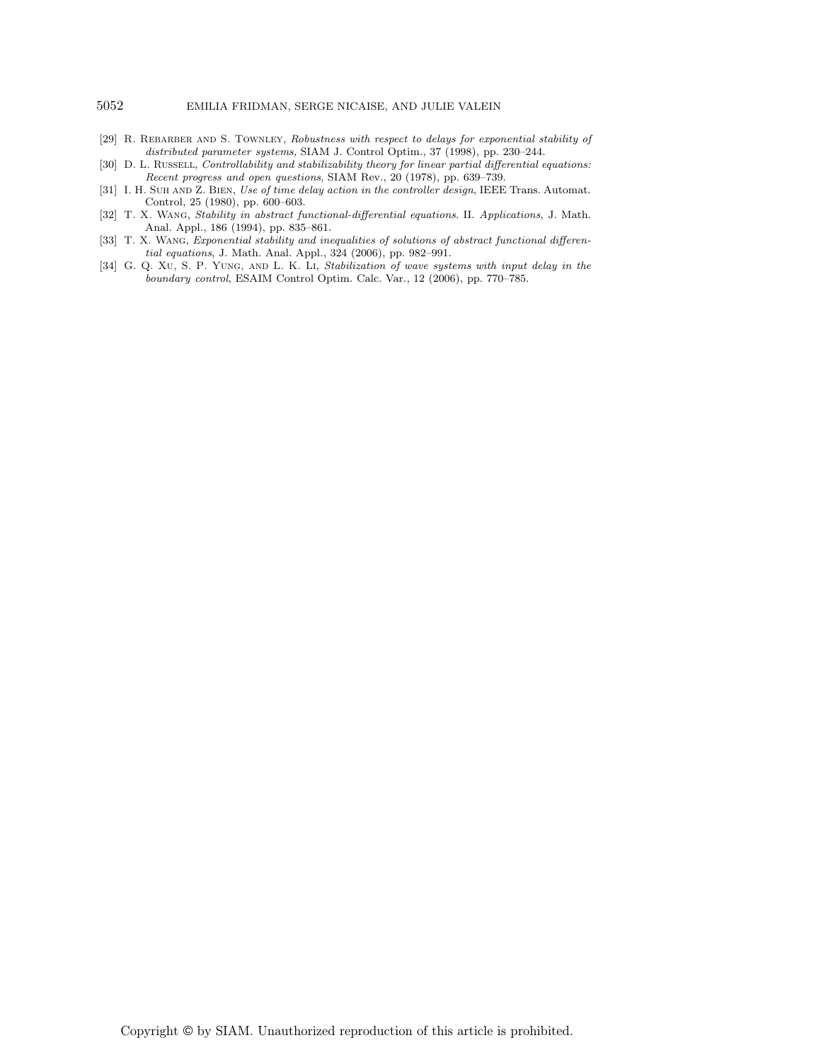[29] R. Rebarber and S. Townley, *Robustness with respect to delays for exponential stability of distributed parameter systems*, SIAM J. Control Optim., 37 (1998), pp. 230–244.

[30] D. L. Russell, *Controllability and stabilizability theory for linear partial differential equations: Recent progress and open questions*, SIAM Rev., 20 (1978), pp. 639–739.

[31] I. H. Suh and Z. Bien, *Use of time delay action in the controller design*, IEEE Trans. Automat. Control, 25 (1980), pp. 600–603.

[32] T. X. Wang, *Stability in abstract functional-differential equations.* II. *Applications*, J. Math. Anal. Appl., 186 (1994), pp. 835–861.

[33] T. X. Wang, *Exponential stability and inequalities of solutions of abstract functional differential equations*, J. Math. Anal. Appl., 324 (2006), pp. 982–991.

[34] G. Q. Xu, S. P. Yung, and L. K. Li, *Stabilization of wave systems with input delay in the boundary control*, ESAIM Control Optim. Calc. Var., 12 (2006), pp. 770–785.